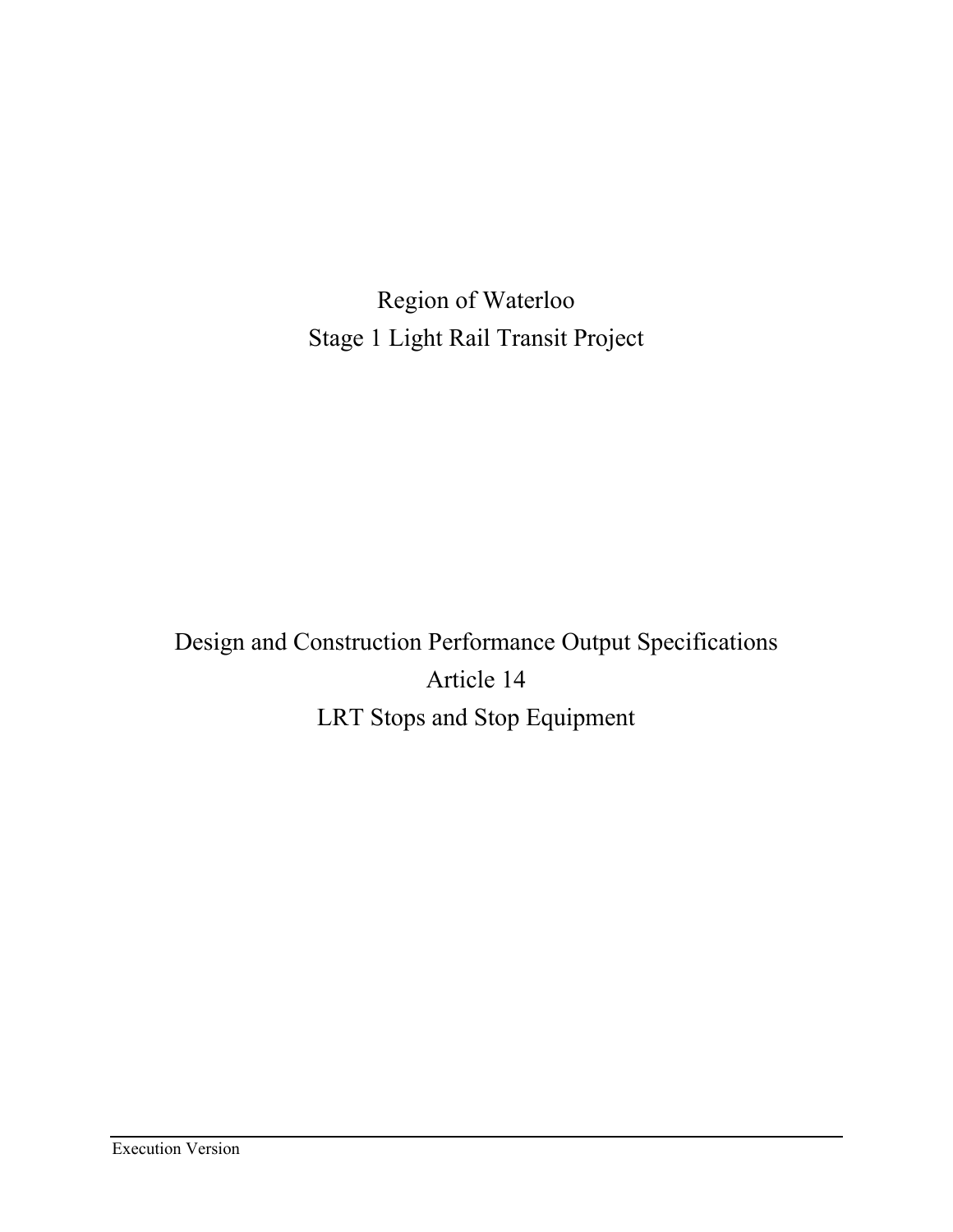# Region of Waterloo
# Stage 1 Light Rail Transit Project

## Design and Construction Performance Output Specifications
## Article 14
## LRT Stops and Stop Equipment

Execution Version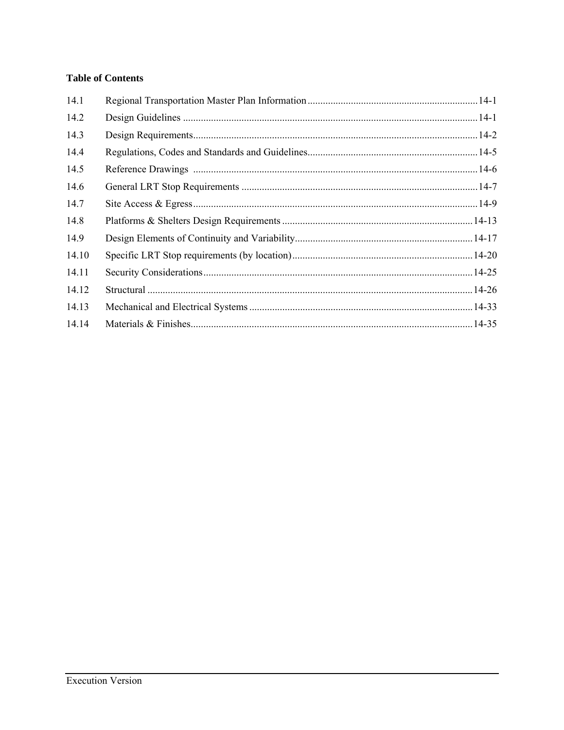**Table of Contents**

| | | |
|---|---|---|
| 14.1 | Regional Transportation Master Plan Information | 14-1 |
| 14.2 | Design Guidelines | 14-1 |
| 14.3 | Design Requirements | 14-2 |
| 14.4 | Regulations, Codes and Standards and Guidelines | 14-5 |
| 14.5 | Reference Drawings | 14-6 |
| 14.6 | General LRT Stop Requirements | 14-7 |
| 14.7 | Site Access & Egress | 14-9 |
| 14.8 | Platforms & Shelters Design Requirements | 14-13 |
| 14.9 | Design Elements of Continuity and Variability | 14-17 |
| 14.10 | Specific LRT Stop requirements (by location) | 14-20 |
| 14.11 | Security Considerations | 14-25 |
| 14.12 | Structural | 14-26 |
| 14.13 | Mechanical and Electrical Systems | 14-33 |
| 14.14 | Materials & Finishes | 14-35 |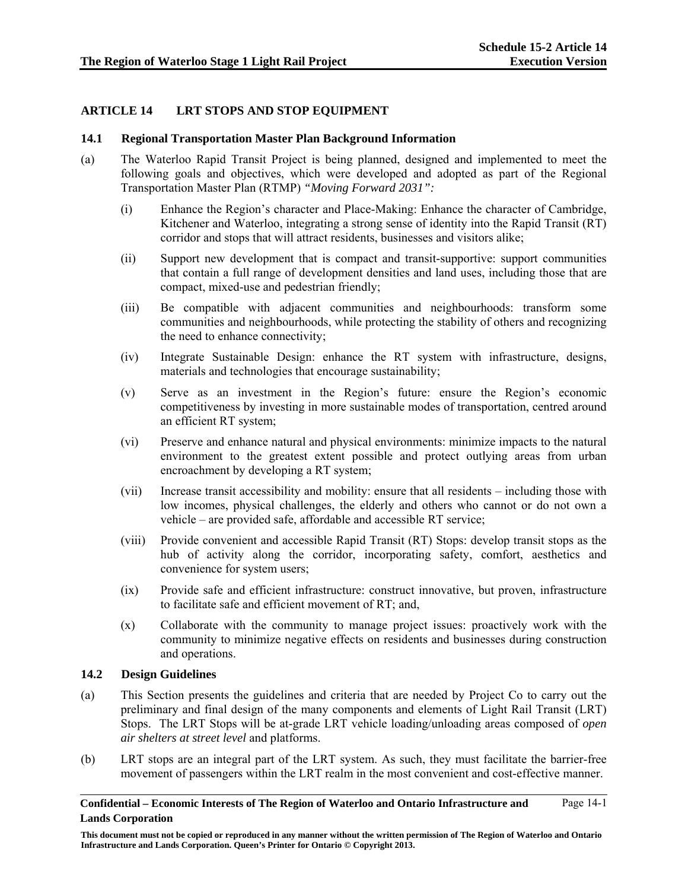## ARTICLE 14 LRT STOPS AND STOP EQUIPMENT

### 14.1 Regional Transportation Master Plan Background Information

(a) The Waterloo Rapid Transit Project is being planned, designed and implemented to meet the following goals and objectives, which were developed and adopted as part of the Regional Transportation Master Plan (RTMP) *"Moving Forward 2031":*

(i) Enhance the Region's character and Place-Making: Enhance the character of Cambridge, Kitchener and Waterloo, integrating a strong sense of identity into the Rapid Transit (RT) corridor and stops that will attract residents, businesses and visitors alike;

(ii) Support new development that is compact and transit-supportive: support communities that contain a full range of development densities and land uses, including those that are compact, mixed-use and pedestrian friendly;

(iii) Be compatible with adjacent communities and neighbourhoods: transform some communities and neighbourhoods, while protecting the stability of others and recognizing the need to enhance connectivity;

(iv) Integrate Sustainable Design: enhance the RT system with infrastructure, designs, materials and technologies that encourage sustainability;

(v) Serve as an investment in the Region's future: ensure the Region's economic competitiveness by investing in more sustainable modes of transportation, centred around an efficient RT system;

(vi) Preserve and enhance natural and physical environments: minimize impacts to the natural environment to the greatest extent possible and protect outlying areas from urban encroachment by developing a RT system;

(vii) Increase transit accessibility and mobility: ensure that all residents – including those with low incomes, physical challenges, the elderly and others who cannot or do not own a vehicle – are provided safe, affordable and accessible RT service;

(viii) Provide convenient and accessible Rapid Transit (RT) Stops: develop transit stops as the hub of activity along the corridor, incorporating safety, comfort, aesthetics and convenience for system users;

(ix) Provide safe and efficient infrastructure: construct innovative, but proven, infrastructure to facilitate safe and efficient movement of RT; and,

(x) Collaborate with the community to manage project issues: proactively work with the community to minimize negative effects on residents and businesses during construction and operations.

### 14.2 Design Guidelines

(a) This Section presents the guidelines and criteria that are needed by Project Co to carry out the preliminary and final design of the many components and elements of Light Rail Transit (LRT) Stops. The LRT Stops will be at-grade LRT vehicle loading/unloading areas composed of *open air shelters at street level* and platforms.

(b) LRT stops are an integral part of the LRT system. As such, they must facilitate the barrier-free movement of passengers within the LRT realm in the most convenient and cost-effective manner.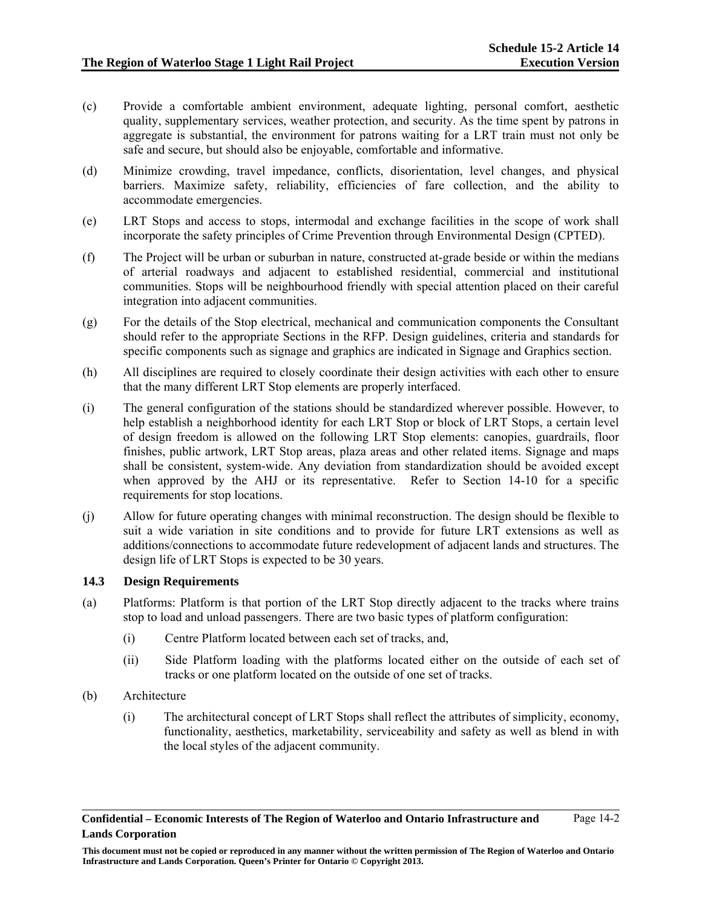(c) Provide a comfortable ambient environment, adequate lighting, personal comfort, aesthetic quality, supplementary services, weather protection, and security. As the time spent by patrons in aggregate is substantial, the environment for patrons waiting for a LRT train must not only be safe and secure, but should also be enjoyable, comfortable and informative.

(d) Minimize crowding, travel impedance, conflicts, disorientation, level changes, and physical barriers. Maximize safety, reliability, efficiencies of fare collection, and the ability to accommodate emergencies.

(e) LRT Stops and access to stops, intermodal and exchange facilities in the scope of work shall incorporate the safety principles of Crime Prevention through Environmental Design (CPTED).

(f) The Project will be urban or suburban in nature, constructed at-grade beside or within the medians of arterial roadways and adjacent to established residential, commercial and institutional communities. Stops will be neighbourhood friendly with special attention placed on their careful integration into adjacent communities.

(g) For the details of the Stop electrical, mechanical and communication components the Consultant should refer to the appropriate Sections in the RFP. Design guidelines, criteria and standards for specific components such as signage and graphics are indicated in Signage and Graphics section.

(h) All disciplines are required to closely coordinate their design activities with each other to ensure that the many different LRT Stop elements are properly interfaced.

(i) The general configuration of the stations should be standardized wherever possible. However, to help establish a neighborhood identity for each LRT Stop or block of LRT Stops, a certain level of design freedom is allowed on the following LRT Stop elements: canopies, guardrails, floor finishes, public artwork, LRT Stop areas, plaza areas and other related items. Signage and maps shall be consistent, system-wide. Any deviation from standardization should be avoided except when approved by the AHJ or its representative. Refer to Section 14-10 for a specific requirements for stop locations.

(j) Allow for future operating changes with minimal reconstruction. The design should be flexible to suit a wide variation in site conditions and to provide for future LRT extensions as well as additions/connections to accommodate future redevelopment of adjacent lands and structures. The design life of LRT Stops is expected to be 30 years.

### 14.3 Design Requirements

(a) Platforms: Platform is that portion of the LRT Stop directly adjacent to the tracks where trains stop to load and unload passengers. There are two basic types of platform configuration:

   (i) Centre Platform located between each set of tracks, and,

   (ii) Side Platform loading with the platforms located either on the outside of each set of tracks or one platform located on the outside of one set of tracks.

(b) Architecture

   (i) The architectural concept of LRT Stops shall reflect the attributes of simplicity, economy, functionality, aesthetics, marketability, serviceability and safety as well as blend in with the local styles of the adjacent community.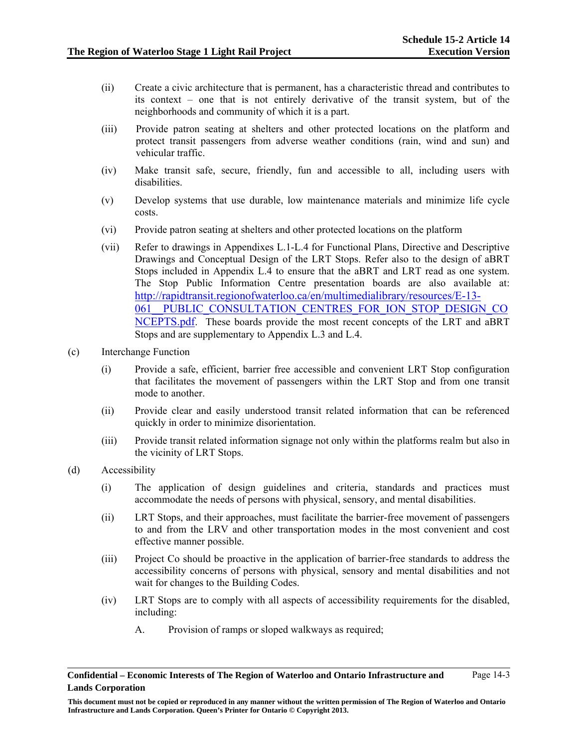(ii) Create a civic architecture that is permanent, has a characteristic thread and contributes to its context – one that is not entirely derivative of the transit system, but of the neighborhoods and community of which it is a part.

(iii) Provide patron seating at shelters and other protected locations on the platform and protect transit passengers from adverse weather conditions (rain, wind and sun) and vehicular traffic.

(iv) Make transit safe, secure, friendly, fun and accessible to all, including users with disabilities.

(v) Develop systems that use durable, low maintenance materials and minimize life cycle costs.

(vi) Provide patron seating at shelters and other protected locations on the platform

(vii) Refer to drawings in Appendixes L.1-L.4 for Functional Plans, Directive and Descriptive Drawings and Conceptual Design of the LRT Stops. Refer also to the design of aBRT Stops included in Appendix L.4 to ensure that the aBRT and LRT read as one system. The Stop Public Information Centre presentation boards are also available at: [http://rapidtransit.regionofwaterloo.ca/en/multimedialibrary/resources/E-13-061__PUBLIC_CONSULTATION_CENTRES_FOR_ION_STOP_DESIGN_CONCEPTS.pdf](http://rapidtransit.regionofwaterloo.ca/en/multimedialibrary/resources/E-13-061__PUBLIC_CONSULTATION_CENTRES_FOR_ION_STOP_DESIGN_CONCEPTS.pdf). These boards provide the most recent concepts of the LRT and aBRT Stops and are supplementary to Appendix L.3 and L.4.

(c) Interchange Function

(i) Provide a safe, efficient, barrier free accessible and convenient LRT Stop configuration that facilitates the movement of passengers within the LRT Stop and from one transit mode to another.

(ii) Provide clear and easily understood transit related information that can be referenced quickly in order to minimize disorientation.

(iii) Provide transit related information signage not only within the platforms realm but also in the vicinity of LRT Stops.

(d) Accessibility

(i) The application of design guidelines and criteria, standards and practices must accommodate the needs of persons with physical, sensory, and mental disabilities.

(ii) LRT Stops, and their approaches, must facilitate the barrier-free movement of passengers to and from the LRV and other transportation modes in the most convenient and cost effective manner possible.

(iii) Project Co should be proactive in the application of barrier-free standards to address the accessibility concerns of persons with physical, sensory and mental disabilities and not wait for changes to the Building Codes.

(iv) LRT Stops are to comply with all aspects of accessibility requirements for the disabled, including:

A. Provision of ramps or sloped walkways as required;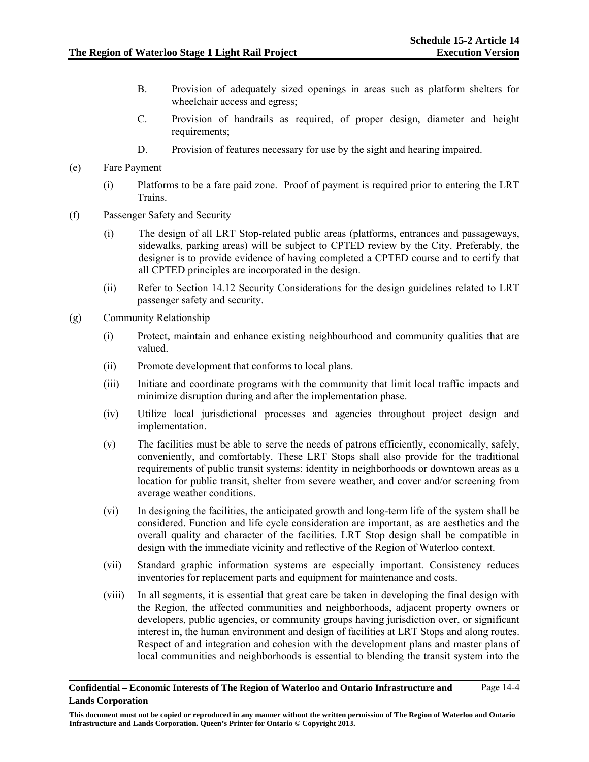B. Provision of adequately sized openings in areas such as platform shelters for wheelchair access and egress;

C. Provision of handrails as required, of proper design, diameter and height requirements;

D. Provision of features necessary for use by the sight and hearing impaired.

(e) Fare Payment

(i) Platforms to be a fare paid zone. Proof of payment is required prior to entering the LRT Trains.

(f) Passenger Safety and Security

(i) The design of all LRT Stop-related public areas (platforms, entrances and passageways, sidewalks, parking areas) will be subject to CPTED review by the City. Preferably, the designer is to provide evidence of having completed a CPTED course and to certify that all CPTED principles are incorporated in the design.

(ii) Refer to Section 14.12 Security Considerations for the design guidelines related to LRT passenger safety and security.

(g) Community Relationship

(i) Protect, maintain and enhance existing neighbourhood and community qualities that are valued.

(ii) Promote development that conforms to local plans.

(iii) Initiate and coordinate programs with the community that limit local traffic impacts and minimize disruption during and after the implementation phase.

(iv) Utilize local jurisdictional processes and agencies throughout project design and implementation.

(v) The facilities must be able to serve the needs of patrons efficiently, economically, safely, conveniently, and comfortably. These LRT Stops shall also provide for the traditional requirements of public transit systems: identity in neighborhoods or downtown areas as a location for public transit, shelter from severe weather, and cover and/or screening from average weather conditions.

(vi) In designing the facilities, the anticipated growth and long-term life of the system shall be considered. Function and life cycle consideration are important, as are aesthetics and the overall quality and character of the facilities. LRT Stop design shall be compatible in design with the immediate vicinity and reflective of the Region of Waterloo context.

(vii) Standard graphic information systems are especially important. Consistency reduces inventories for replacement parts and equipment for maintenance and costs.

(viii) In all segments, it is essential that great care be taken in developing the final design with the Region, the affected communities and neighborhoods, adjacent property owners or developers, public agencies, or community groups having jurisdiction over, or significant interest in, the human environment and design of facilities at LRT Stops and along routes. Respect of and integration and cohesion with the development plans and master plans of local communities and neighborhoods is essential to blending the transit system into the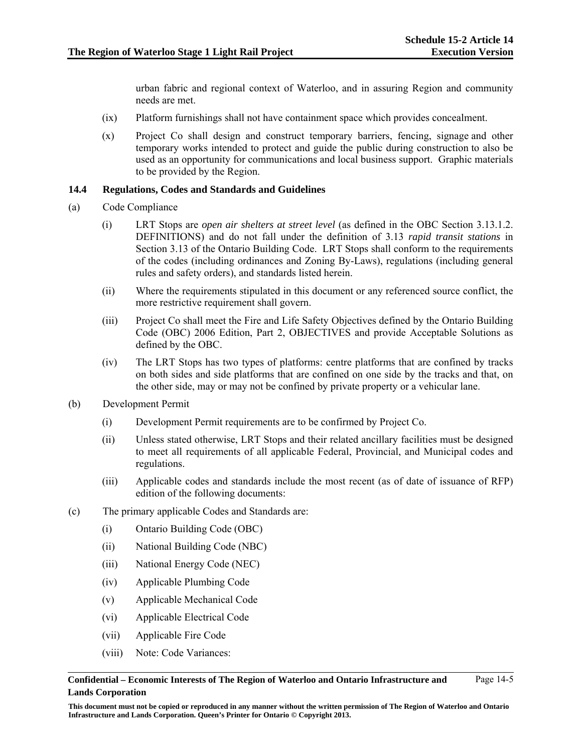urban fabric and regional context of Waterloo, and in assuring Region and community needs are met.

(ix) Platform furnishings shall not have containment space which provides concealment.

(x) Project Co shall design and construct temporary barriers, fencing, signage and other temporary works intended to protect and guide the public during construction to also be used as an opportunity for communications and local business support. Graphic materials to be provided by the Region.

### 14.4 Regulations, Codes and Standards and Guidelines

(a) Code Compliance

(i) LRT Stops are *open air shelters at street level* (as defined in the OBC Section 3.13.1.2. DEFINITIONS) and do not fall under the definition of 3.13 *rapid transit stations* in Section 3.13 of the Ontario Building Code. LRT Stops shall conform to the requirements of the codes (including ordinances and Zoning By-Laws), regulations (including general rules and safety orders), and standards listed herein.

(ii) Where the requirements stipulated in this document or any referenced source conflict, the more restrictive requirement shall govern.

(iii) Project Co shall meet the Fire and Life Safety Objectives defined by the Ontario Building Code (OBC) 2006 Edition, Part 2, OBJECTIVES and provide Acceptable Solutions as defined by the OBC.

(iv) The LRT Stops has two types of platforms: centre platforms that are confined by tracks on both sides and side platforms that are confined on one side by the tracks and that, on the other side, may or may not be confined by private property or a vehicular lane.

(b) Development Permit

(i) Development Permit requirements are to be confirmed by Project Co.

(ii) Unless stated otherwise, LRT Stops and their related ancillary facilities must be designed to meet all requirements of all applicable Federal, Provincial, and Municipal codes and regulations.

(iii) Applicable codes and standards include the most recent (as of date of issuance of RFP) edition of the following documents:

(c) The primary applicable Codes and Standards are:

(i) Ontario Building Code (OBC)

(ii) National Building Code (NBC)

(iii) National Energy Code (NEC)

(iv) Applicable Plumbing Code

(v) Applicable Mechanical Code

(vi) Applicable Electrical Code

(vii) Applicable Fire Code

(viii) Note: Code Variances: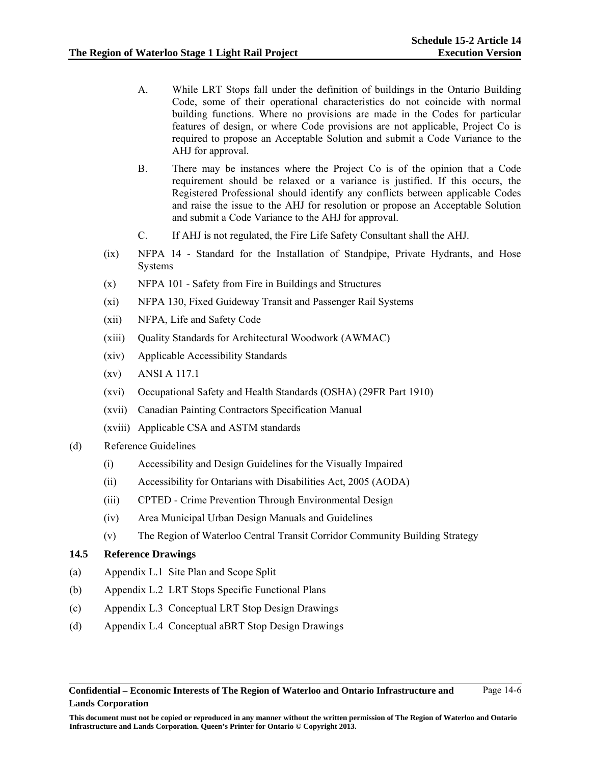A. While LRT Stops fall under the definition of buildings in the Ontario Building Code, some of their operational characteristics do not coincide with normal building functions. Where no provisions are made in the Codes for particular features of design, or where Code provisions are not applicable, Project Co is required to propose an Acceptable Solution and submit a Code Variance to the AHJ for approval.

B. There may be instances where the Project Co is of the opinion that a Code requirement should be relaxed or a variance is justified. If this occurs, the Registered Professional should identify any conflicts between applicable Codes and raise the issue to the AHJ for resolution or propose an Acceptable Solution and submit a Code Variance to the AHJ for approval.

C. If AHJ is not regulated, the Fire Life Safety Consultant shall the AHJ.

(ix) NFPA 14 - Standard for the Installation of Standpipe, Private Hydrants, and Hose Systems

(x) NFPA 101 - Safety from Fire in Buildings and Structures

(xi) NFPA 130, Fixed Guideway Transit and Passenger Rail Systems

(xii) NFPA, Life and Safety Code

(xiii) Quality Standards for Architectural Woodwork (AWMAC)

(xiv) Applicable Accessibility Standards

(xv) ANSI A 117.1

(xvi) Occupational Safety and Health Standards (OSHA) (29FR Part 1910)

(xvii) Canadian Painting Contractors Specification Manual

(xviii) Applicable CSA and ASTM standards

(d) Reference Guidelines

(i) Accessibility and Design Guidelines for the Visually Impaired

(ii) Accessibility for Ontarians with Disabilities Act, 2005 (AODA)

(iii) CPTED - Crime Prevention Through Environmental Design

(iv) Area Municipal Urban Design Manuals and Guidelines

(v) The Region of Waterloo Central Transit Corridor Community Building Strategy

### 14.5 Reference Drawings

(a) Appendix L.1 Site Plan and Scope Split

(b) Appendix L.2 LRT Stops Specific Functional Plans

(c) Appendix L.3 Conceptual LRT Stop Design Drawings

(d) Appendix L.4 Conceptual aBRT Stop Design Drawings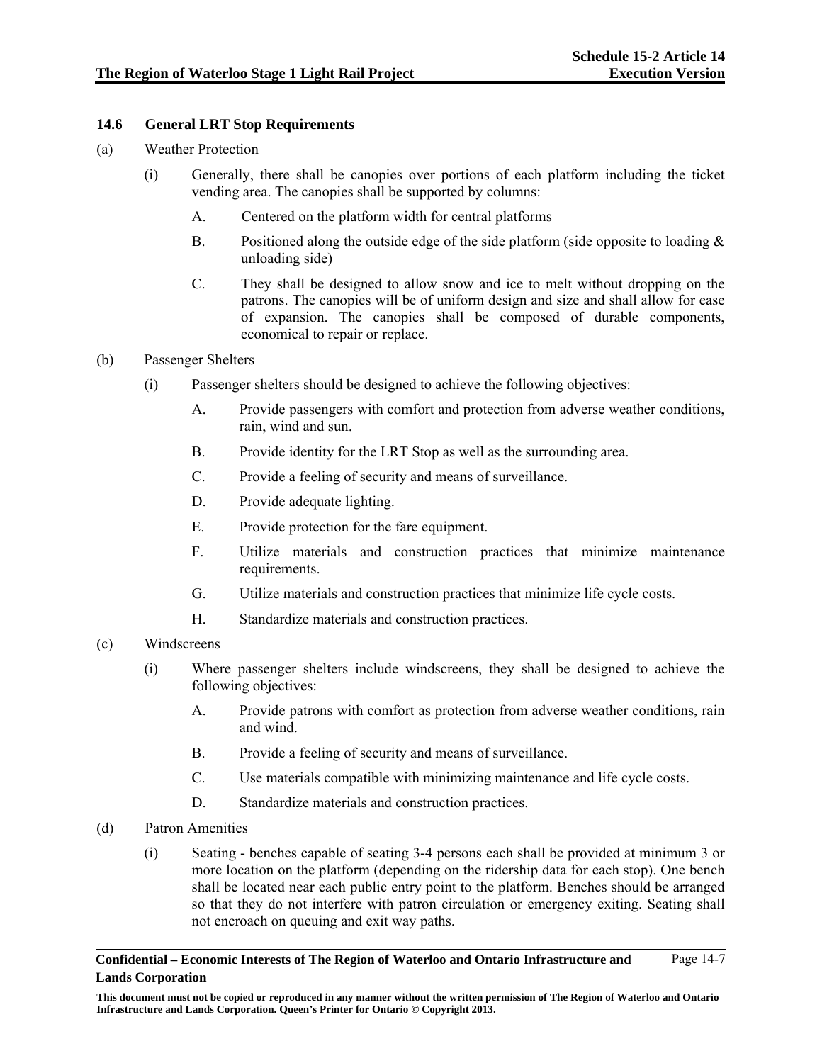### 14.6 General LRT Stop Requirements

(a) Weather Protection

(i) Generally, there shall be canopies over portions of each platform including the ticket vending area. The canopies shall be supported by columns:

A. Centered on the platform width for central platforms

B. Positioned along the outside edge of the side platform (side opposite to loading & unloading side)

C. They shall be designed to allow snow and ice to melt without dropping on the patrons. The canopies will be of uniform design and size and shall allow for ease of expansion. The canopies shall be composed of durable components, economical to repair or replace.

(b) Passenger Shelters

(i) Passenger shelters should be designed to achieve the following objectives:

A. Provide passengers with comfort and protection from adverse weather conditions, rain, wind and sun.

B. Provide identity for the LRT Stop as well as the surrounding area.

C. Provide a feeling of security and means of surveillance.

D. Provide adequate lighting.

E. Provide protection for the fare equipment.

F. Utilize materials and construction practices that minimize maintenance requirements.

G. Utilize materials and construction practices that minimize life cycle costs.

H. Standardize materials and construction practices.

(c) Windscreens

(i) Where passenger shelters include windscreens, they shall be designed to achieve the following objectives:

A. Provide patrons with comfort as protection from adverse weather conditions, rain and wind.

B. Provide a feeling of security and means of surveillance.

C. Use materials compatible with minimizing maintenance and life cycle costs.

D. Standardize materials and construction practices.

(d) Patron Amenities

(i) Seating - benches capable of seating 3-4 persons each shall be provided at minimum 3 or more location on the platform (depending on the ridership data for each stop). One bench shall be located near each public entry point to the platform. Benches should be arranged so that they do not interfere with patron circulation or emergency exiting. Seating shall not encroach on queuing and exit way paths.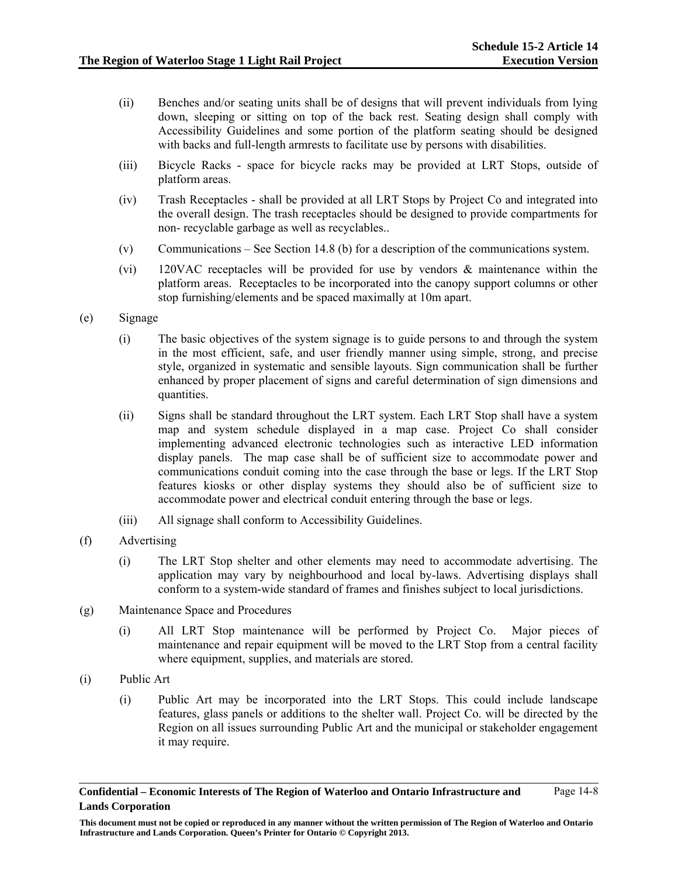(ii) Benches and/or seating units shall be of designs that will prevent individuals from lying down, sleeping or sitting on top of the back rest. Seating design shall comply with Accessibility Guidelines and some portion of the platform seating should be designed with backs and full-length armrests to facilitate use by persons with disabilities.

(iii) Bicycle Racks - space for bicycle racks may be provided at LRT Stops, outside of platform areas.

(iv) Trash Receptacles - shall be provided at all LRT Stops by Project Co and integrated into the overall design. The trash receptacles should be designed to provide compartments for non- recyclable garbage as well as recyclables..

(v) Communications – See Section 14.8 (b) for a description of the communications system.

(vi) 120VAC receptacles will be provided for use by vendors & maintenance within the platform areas. Receptacles to be incorporated into the canopy support columns or other stop furnishing/elements and be spaced maximally at 10m apart.

(e) Signage

(i) The basic objectives of the system signage is to guide persons to and through the system in the most efficient, safe, and user friendly manner using simple, strong, and precise style, organized in systematic and sensible layouts. Sign communication shall be further enhanced by proper placement of signs and careful determination of sign dimensions and quantities.

(ii) Signs shall be standard throughout the LRT system. Each LRT Stop shall have a system map and system schedule displayed in a map case. Project Co shall consider implementing advanced electronic technologies such as interactive LED information display panels. The map case shall be of sufficient size to accommodate power and communications conduit coming into the case through the base or legs. If the LRT Stop features kiosks or other display systems they should also be of sufficient size to accommodate power and electrical conduit entering through the base or legs.

(iii) All signage shall conform to Accessibility Guidelines.

(f) Advertising

(i) The LRT Stop shelter and other elements may need to accommodate advertising. The application may vary by neighbourhood and local by-laws. Advertising displays shall conform to a system-wide standard of frames and finishes subject to local jurisdictions.

(g) Maintenance Space and Procedures

(i) All LRT Stop maintenance will be performed by Project Co. Major pieces of maintenance and repair equipment will be moved to the LRT Stop from a central facility where equipment, supplies, and materials are stored.

(i) Public Art

(i) Public Art may be incorporated into the LRT Stops. This could include landscape features, glass panels or additions to the shelter wall. Project Co. will be directed by the Region on all issues surrounding Public Art and the municipal or stakeholder engagement it may require.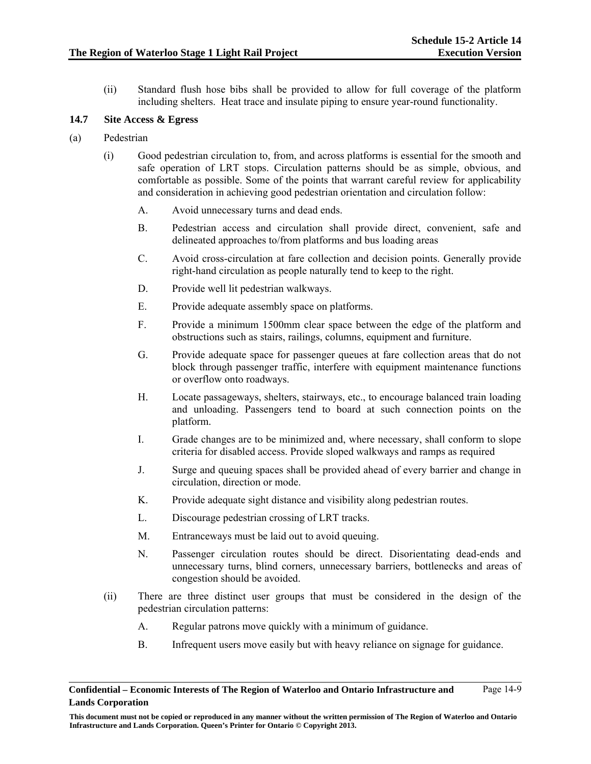(ii) Standard flush hose bibs shall be provided to allow for full coverage of the platform including shelters. Heat trace and insulate piping to ensure year-round functionality.

### 14.7 Site Access & Egress

(a) Pedestrian

(i) Good pedestrian circulation to, from, and across platforms is essential for the smooth and safe operation of LRT stops. Circulation patterns should be as simple, obvious, and comfortable as possible. Some of the points that warrant careful review for applicability and consideration in achieving good pedestrian orientation and circulation follow:

A. Avoid unnecessary turns and dead ends.

B. Pedestrian access and circulation shall provide direct, convenient, safe and delineated approaches to/from platforms and bus loading areas

C. Avoid cross-circulation at fare collection and decision points. Generally provide right-hand circulation as people naturally tend to keep to the right.

D. Provide well lit pedestrian walkways.

E. Provide adequate assembly space on platforms.

F. Provide a minimum 1500mm clear space between the edge of the platform and obstructions such as stairs, railings, columns, equipment and furniture.

G. Provide adequate space for passenger queues at fare collection areas that do not block through passenger traffic, interfere with equipment maintenance functions or overflow onto roadways.

H. Locate passageways, shelters, stairways, etc., to encourage balanced train loading and unloading. Passengers tend to board at such connection points on the platform.

I. Grade changes are to be minimized and, where necessary, shall conform to slope criteria for disabled access. Provide sloped walkways and ramps as required

J. Surge and queuing spaces shall be provided ahead of every barrier and change in circulation, direction or mode.

K. Provide adequate sight distance and visibility along pedestrian routes.

L. Discourage pedestrian crossing of LRT tracks.

M. Entranceways must be laid out to avoid queuing.

N. Passenger circulation routes should be direct. Disorientating dead-ends and unnecessary turns, blind corners, unnecessary barriers, bottlenecks and areas of congestion should be avoided.

(ii) There are three distinct user groups that must be considered in the design of the pedestrian circulation patterns:

A. Regular patrons move quickly with a minimum of guidance.

B. Infrequent users move easily but with heavy reliance on signage for guidance.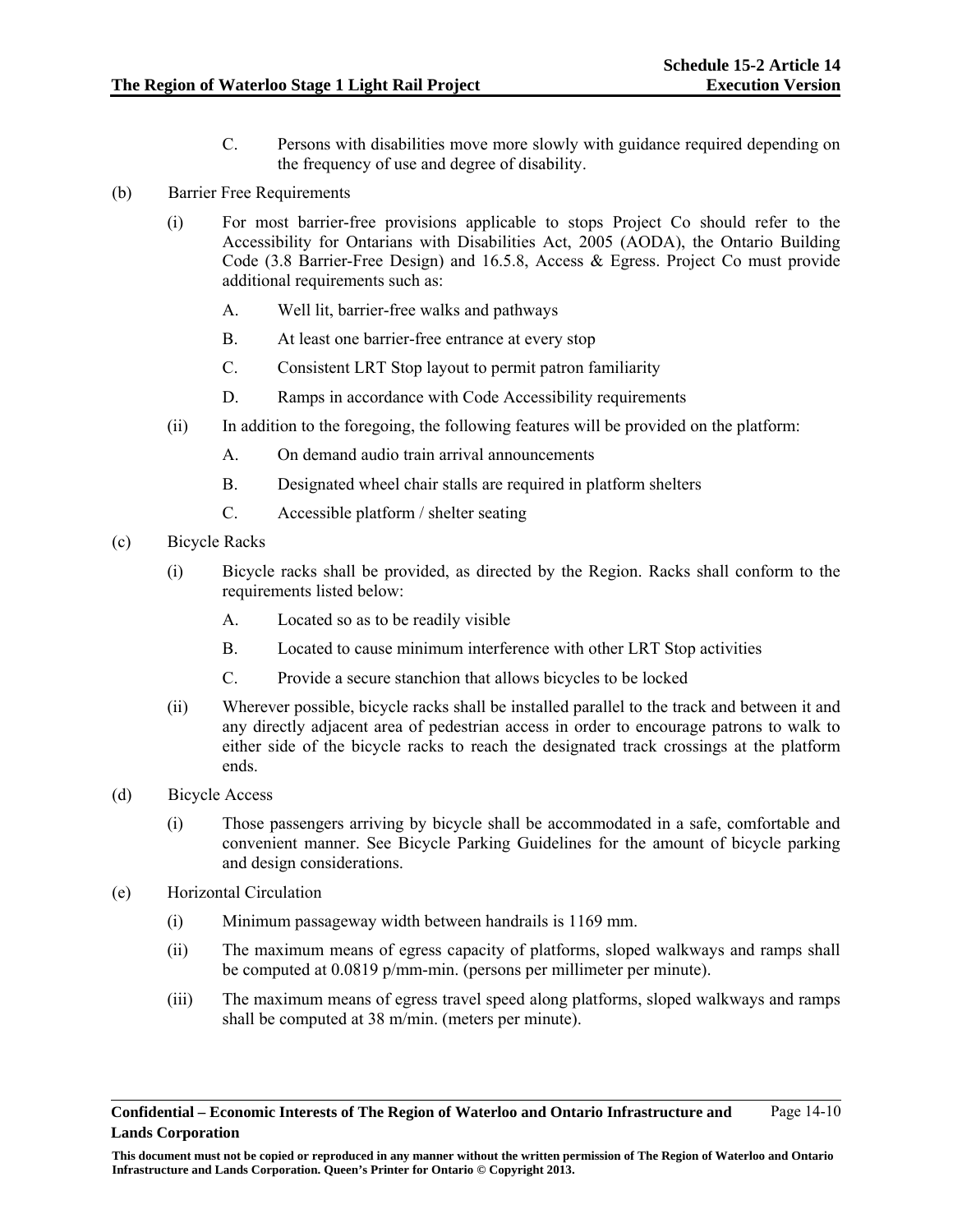C. Persons with disabilities move more slowly with guidance required depending on the frequency of use and degree of disability.

(b) Barrier Free Requirements

(i) For most barrier-free provisions applicable to stops Project Co should refer to the Accessibility for Ontarians with Disabilities Act, 2005 (AODA), the Ontario Building Code (3.8 Barrier-Free Design) and 16.5.8, Access & Egress. Project Co must provide additional requirements such as:

A. Well lit, barrier-free walks and pathways

B. At least one barrier-free entrance at every stop

C. Consistent LRT Stop layout to permit patron familiarity

D. Ramps in accordance with Code Accessibility requirements

(ii) In addition to the foregoing, the following features will be provided on the platform:

A. On demand audio train arrival announcements

B. Designated wheel chair stalls are required in platform shelters

C. Accessible platform / shelter seating

(c) Bicycle Racks

(i) Bicycle racks shall be provided, as directed by the Region. Racks shall conform to the requirements listed below:

A. Located so as to be readily visible

B. Located to cause minimum interference with other LRT Stop activities

C. Provide a secure stanchion that allows bicycles to be locked

(ii) Wherever possible, bicycle racks shall be installed parallel to the track and between it and any directly adjacent area of pedestrian access in order to encourage patrons to walk to either side of the bicycle racks to reach the designated track crossings at the platform ends.

(d) Bicycle Access

(i) Those passengers arriving by bicycle shall be accommodated in a safe, comfortable and convenient manner. See Bicycle Parking Guidelines for the amount of bicycle parking and design considerations.

(e) Horizontal Circulation

(i) Minimum passageway width between handrails is 1169 mm.

(ii) The maximum means of egress capacity of platforms, sloped walkways and ramps shall be computed at 0.0819 p/mm-min. (persons per millimeter per minute).

(iii) The maximum means of egress travel speed along platforms, sloped walkways and ramps shall be computed at 38 m/min. (meters per minute).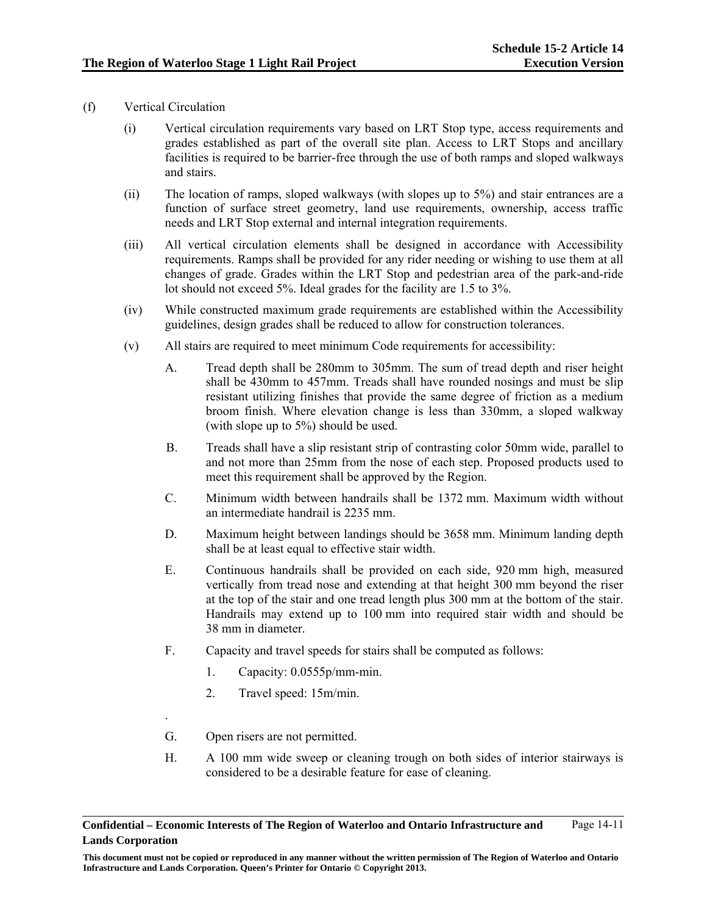(f) Vertical Circulation

(i) Vertical circulation requirements vary based on LRT Stop type, access requirements and grades established as part of the overall site plan. Access to LRT Stops and ancillary facilities is required to be barrier-free through the use of both ramps and sloped walkways and stairs.

(ii) The location of ramps, sloped walkways (with slopes up to 5%) and stair entrances are a function of surface street geometry, land use requirements, ownership, access traffic needs and LRT Stop external and internal integration requirements.

(iii) All vertical circulation elements shall be designed in accordance with Accessibility requirements. Ramps shall be provided for any rider needing or wishing to use them at all changes of grade. Grades within the LRT Stop and pedestrian area of the park-and-ride lot should not exceed 5%. Ideal grades for the facility are 1.5 to 3%.

(iv) While constructed maximum grade requirements are established within the Accessibility guidelines, design grades shall be reduced to allow for construction tolerances.

(v) All stairs are required to meet minimum Code requirements for accessibility:

A. Tread depth shall be 280mm to 305mm. The sum of tread depth and riser height shall be 430mm to 457mm. Treads shall have rounded nosings and must be slip resistant utilizing finishes that provide the same degree of friction as a medium broom finish. Where elevation change is less than 330mm, a sloped walkway (with slope up to 5%) should be used.

B. Treads shall have a slip resistant strip of contrasting color 50mm wide, parallel to and not more than 25mm from the nose of each step. Proposed products used to meet this requirement shall be approved by the Region.

C. Minimum width between handrails shall be 1372 mm. Maximum width without an intermediate handrail is 2235 mm.

D. Maximum height between landings should be 3658 mm. Minimum landing depth shall be at least equal to effective stair width.

E. Continuous handrails shall be provided on each side, 920 mm high, measured vertically from tread nose and extending at that height 300 mm beyond the riser at the top of the stair and one tread length plus 300 mm at the bottom of the stair. Handrails may extend up to 100 mm into required stair width and should be 38 mm in diameter.

F. Capacity and travel speeds for stairs shall be computed as follows:

1. Capacity: 0.0555p/mm-min.

2. Travel speed: 15m/min.

.

G. Open risers are not permitted.

H. A 100 mm wide sweep or cleaning trough on both sides of interior stairways is considered to be a desirable feature for ease of cleaning.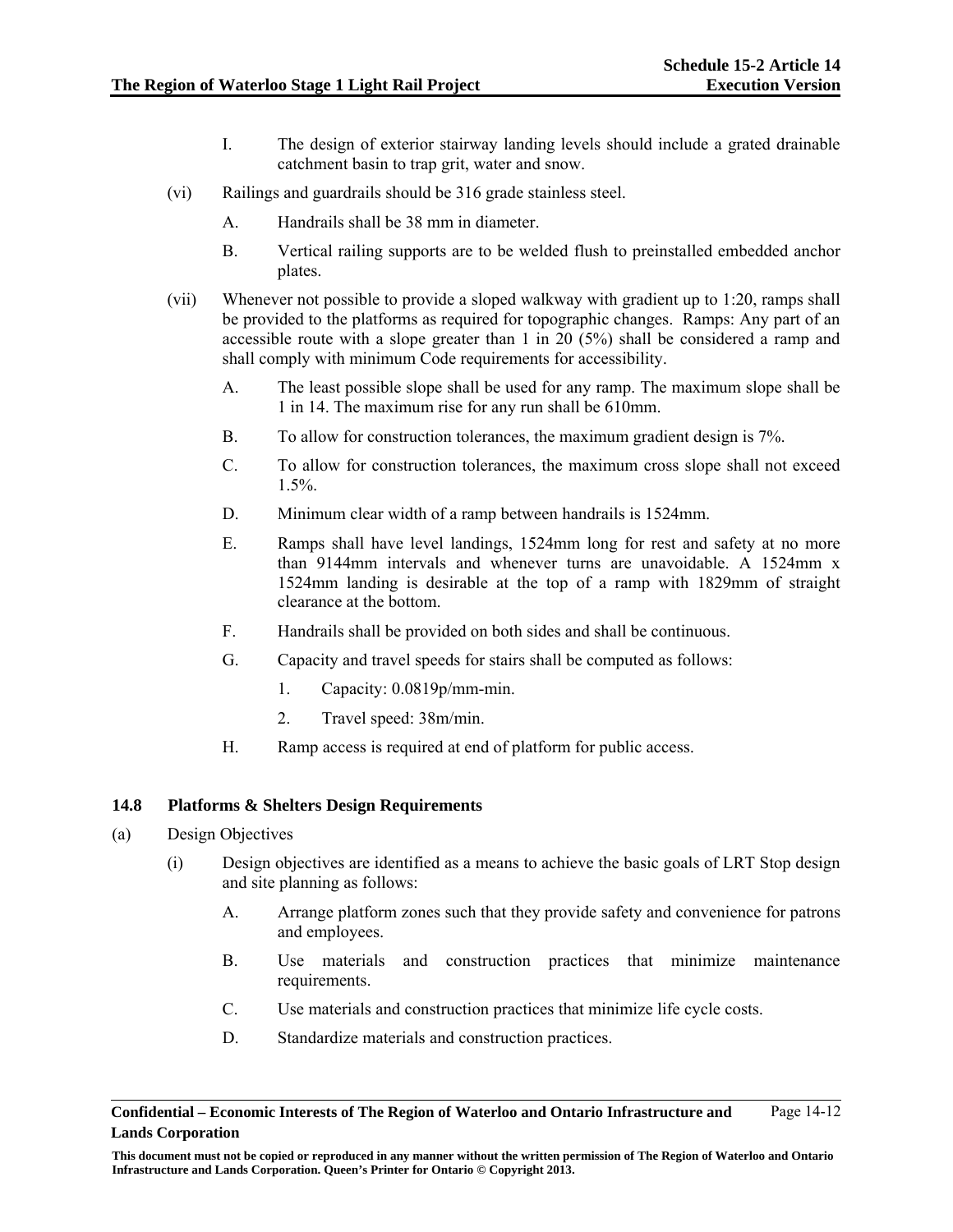I. The design of exterior stairway landing levels should include a grated drainable catchment basin to trap grit, water and snow.

(vi) Railings and guardrails should be 316 grade stainless steel.

A. Handrails shall be 38 mm in diameter.

B. Vertical railing supports are to be welded flush to preinstalled embedded anchor plates.

(vii) Whenever not possible to provide a sloped walkway with gradient up to 1:20, ramps shall be provided to the platforms as required for topographic changes. Ramps: Any part of an accessible route with a slope greater than 1 in 20 (5%) shall be considered a ramp and shall comply with minimum Code requirements for accessibility.

A. The least possible slope shall be used for any ramp. The maximum slope shall be 1 in 14. The maximum rise for any run shall be 610mm.

B. To allow for construction tolerances, the maximum gradient design is 7%.

C. To allow for construction tolerances, the maximum cross slope shall not exceed 1.5%.

D. Minimum clear width of a ramp between handrails is 1524mm.

E. Ramps shall have level landings, 1524mm long for rest and safety at no more than 9144mm intervals and whenever turns are unavoidable. A 1524mm x 1524mm landing is desirable at the top of a ramp with 1829mm of straight clearance at the bottom.

F. Handrails shall be provided on both sides and shall be continuous.

G. Capacity and travel speeds for stairs shall be computed as follows:

1. Capacity: 0.0819p/mm-min.

2. Travel speed: 38m/min.

H. Ramp access is required at end of platform for public access.

## 14.8 Platforms & Shelters Design Requirements

(a) Design Objectives

(i) Design objectives are identified as a means to achieve the basic goals of LRT Stop design and site planning as follows:

A. Arrange platform zones such that they provide safety and convenience for patrons and employees.

B. Use materials and construction practices that minimize maintenance requirements.

C. Use materials and construction practices that minimize life cycle costs.

D. Standardize materials and construction practices.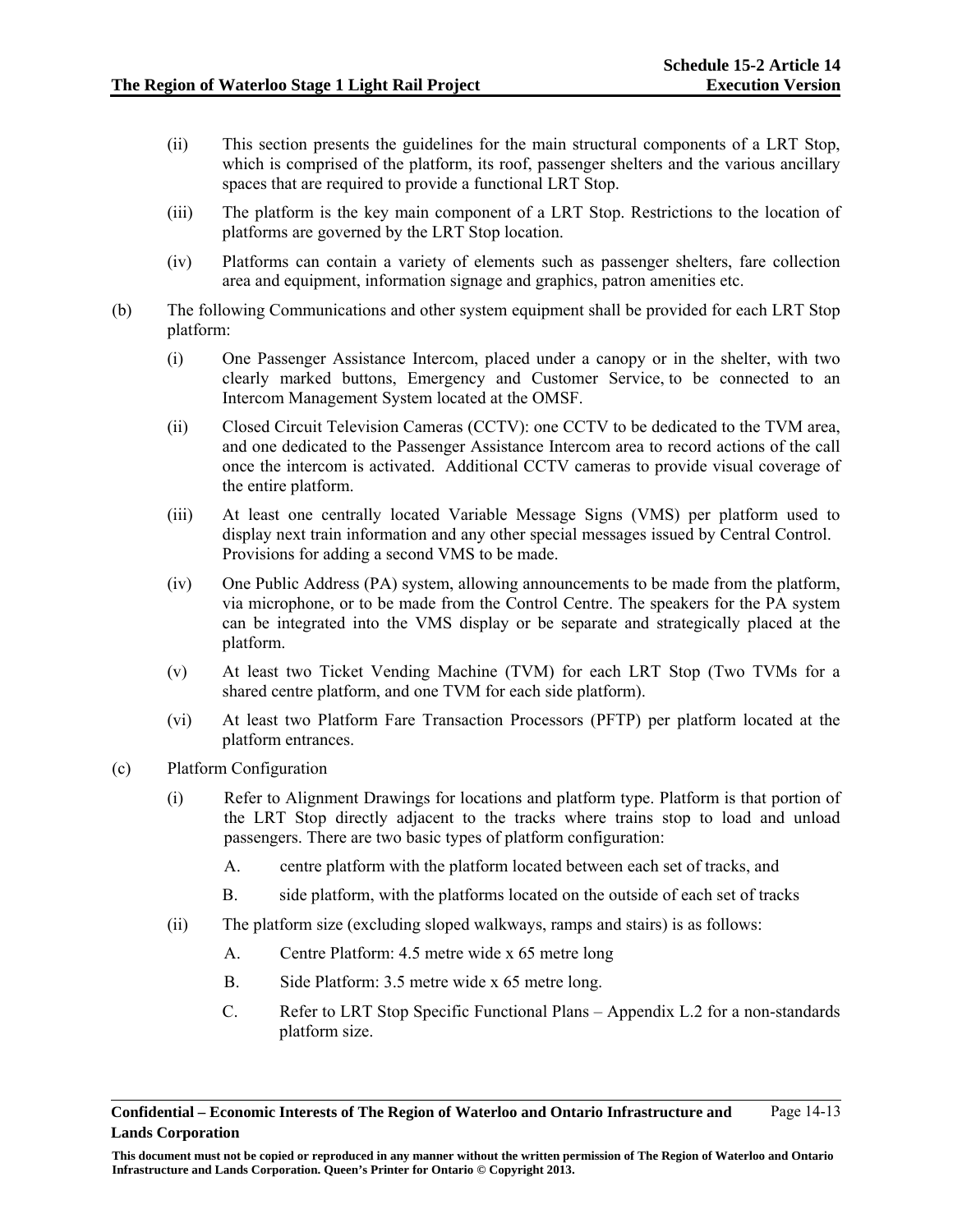(ii) This section presents the guidelines for the main structural components of a LRT Stop, which is comprised of the platform, its roof, passenger shelters and the various ancillary spaces that are required to provide a functional LRT Stop.

(iii) The platform is the key main component of a LRT Stop. Restrictions to the location of platforms are governed by the LRT Stop location.

(iv) Platforms can contain a variety of elements such as passenger shelters, fare collection area and equipment, information signage and graphics, patron amenities etc.

(b) The following Communications and other system equipment shall be provided for each LRT Stop platform:

(i) One Passenger Assistance Intercom, placed under a canopy or in the shelter, with two clearly marked buttons, Emergency and Customer Service, to be connected to an Intercom Management System located at the OMSF.

(ii) Closed Circuit Television Cameras (CCTV): one CCTV to be dedicated to the TVM area, and one dedicated to the Passenger Assistance Intercom area to record actions of the call once the intercom is activated. Additional CCTV cameras to provide visual coverage of the entire platform.

(iii) At least one centrally located Variable Message Signs (VMS) per platform used to display next train information and any other special messages issued by Central Control. Provisions for adding a second VMS to be made.

(iv) One Public Address (PA) system, allowing announcements to be made from the platform, via microphone, or to be made from the Control Centre. The speakers for the PA system can be integrated into the VMS display or be separate and strategically placed at the platform.

(v) At least two Ticket Vending Machine (TVM) for each LRT Stop (Two TVMs for a shared centre platform, and one TVM for each side platform).

(vi) At least two Platform Fare Transaction Processors (PFTP) per platform located at the platform entrances.

(c) Platform Configuration

(i) Refer to Alignment Drawings for locations and platform type. Platform is that portion of the LRT Stop directly adjacent to the tracks where trains stop to load and unload passengers. There are two basic types of platform configuration:

A. centre platform with the platform located between each set of tracks, and

B. side platform, with the platforms located on the outside of each set of tracks

(ii) The platform size (excluding sloped walkways, ramps and stairs) is as follows:

A. Centre Platform: 4.5 metre wide x 65 metre long

B. Side Platform: 3.5 metre wide x 65 metre long.

C. Refer to LRT Stop Specific Functional Plans – Appendix L.2 for a non-standards platform size.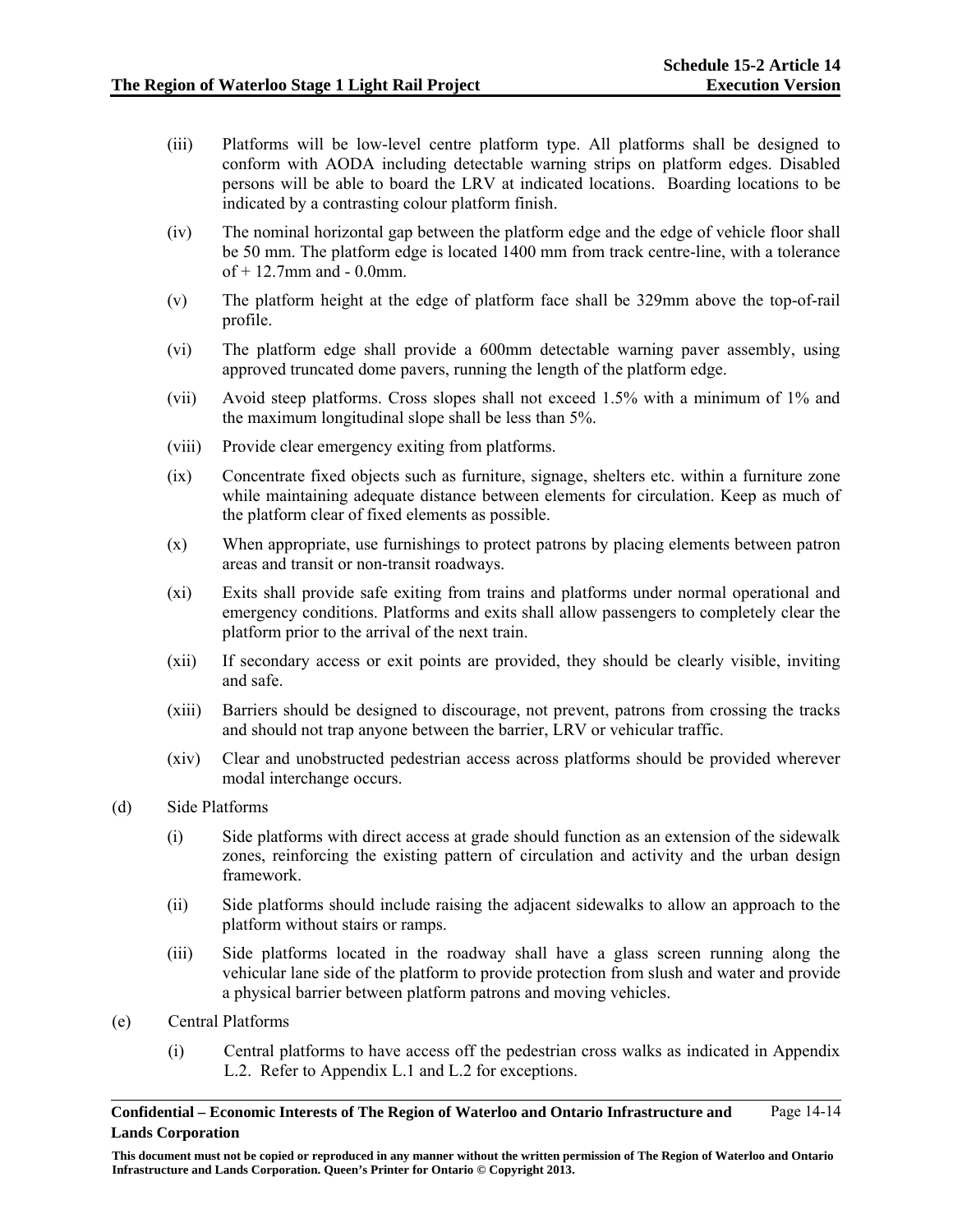(iii) Platforms will be low-level centre platform type. All platforms shall be designed to conform with AODA including detectable warning strips on platform edges. Disabled persons will be able to board the LRV at indicated locations. Boarding locations to be indicated by a contrasting colour platform finish.

(iv) The nominal horizontal gap between the platform edge and the edge of vehicle floor shall be 50 mm. The platform edge is located 1400 mm from track centre-line, with a tolerance of + 12.7mm and - 0.0mm.

(v) The platform height at the edge of platform face shall be 329mm above the top-of-rail profile.

(vi) The platform edge shall provide a 600mm detectable warning paver assembly, using approved truncated dome pavers, running the length of the platform edge.

(vii) Avoid steep platforms. Cross slopes shall not exceed 1.5% with a minimum of 1% and the maximum longitudinal slope shall be less than 5%.

(viii) Provide clear emergency exiting from platforms.

(ix) Concentrate fixed objects such as furniture, signage, shelters etc. within a furniture zone while maintaining adequate distance between elements for circulation. Keep as much of the platform clear of fixed elements as possible.

(x) When appropriate, use furnishings to protect patrons by placing elements between patron areas and transit or non-transit roadways.

(xi) Exits shall provide safe exiting from trains and platforms under normal operational and emergency conditions. Platforms and exits shall allow passengers to completely clear the platform prior to the arrival of the next train.

(xii) If secondary access or exit points are provided, they should be clearly visible, inviting and safe.

(xiii) Barriers should be designed to discourage, not prevent, patrons from crossing the tracks and should not trap anyone between the barrier, LRV or vehicular traffic.

(xiv) Clear and unobstructed pedestrian access across platforms should be provided wherever modal interchange occurs.

(d) Side Platforms

(i) Side platforms with direct access at grade should function as an extension of the sidewalk zones, reinforcing the existing pattern of circulation and activity and the urban design framework.

(ii) Side platforms should include raising the adjacent sidewalks to allow an approach to the platform without stairs or ramps.

(iii) Side platforms located in the roadway shall have a glass screen running along the vehicular lane side of the platform to provide protection from slush and water and provide a physical barrier between platform patrons and moving vehicles.

(e) Central Platforms

(i) Central platforms to have access off the pedestrian cross walks as indicated in Appendix L.2. Refer to Appendix L.1 and L.2 for exceptions.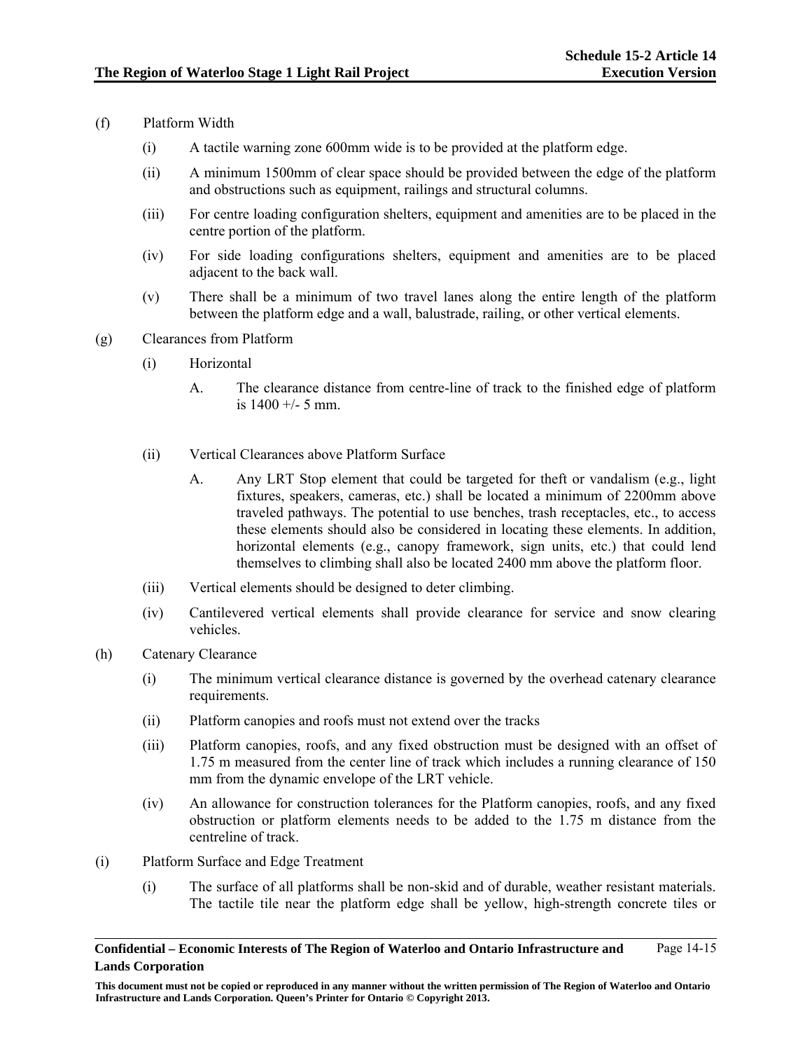(f) Platform Width

(i) A tactile warning zone 600mm wide is to be provided at the platform edge.

(ii) A minimum 1500mm of clear space should be provided between the edge of the platform and obstructions such as equipment, railings and structural columns.

(iii) For centre loading configuration shelters, equipment and amenities are to be placed in the centre portion of the platform.

(iv) For side loading configurations shelters, equipment and amenities are to be placed adjacent to the back wall.

(v) There shall be a minimum of two travel lanes along the entire length of the platform between the platform edge and a wall, balustrade, railing, or other vertical elements.

(g) Clearances from Platform

(i) Horizontal

A. The clearance distance from centre-line of track to the finished edge of platform is 1400 +/- 5 mm.

(ii) Vertical Clearances above Platform Surface

A. Any LRT Stop element that could be targeted for theft or vandalism (e.g., light fixtures, speakers, cameras, etc.) shall be located a minimum of 2200mm above traveled pathways. The potential to use benches, trash receptacles, etc., to access these elements should also be considered in locating these elements. In addition, horizontal elements (e.g., canopy framework, sign units, etc.) that could lend themselves to climbing shall also be located 2400 mm above the platform floor.

(iii) Vertical elements should be designed to deter climbing.

(iv) Cantilevered vertical elements shall provide clearance for service and snow clearing vehicles.

(h) Catenary Clearance

(i) The minimum vertical clearance distance is governed by the overhead catenary clearance requirements.

(ii) Platform canopies and roofs must not extend over the tracks

(iii) Platform canopies, roofs, and any fixed obstruction must be designed with an offset of 1.75 m measured from the center line of track which includes a running clearance of 150 mm from the dynamic envelope of the LRT vehicle.

(iv) An allowance for construction tolerances for the Platform canopies, roofs, and any fixed obstruction or platform elements needs to be added to the 1.75 m distance from the centreline of track.

(i) Platform Surface and Edge Treatment

(i) The surface of all platforms shall be non-skid and of durable, weather resistant materials. The tactile tile near the platform edge shall be yellow, high-strength concrete tiles or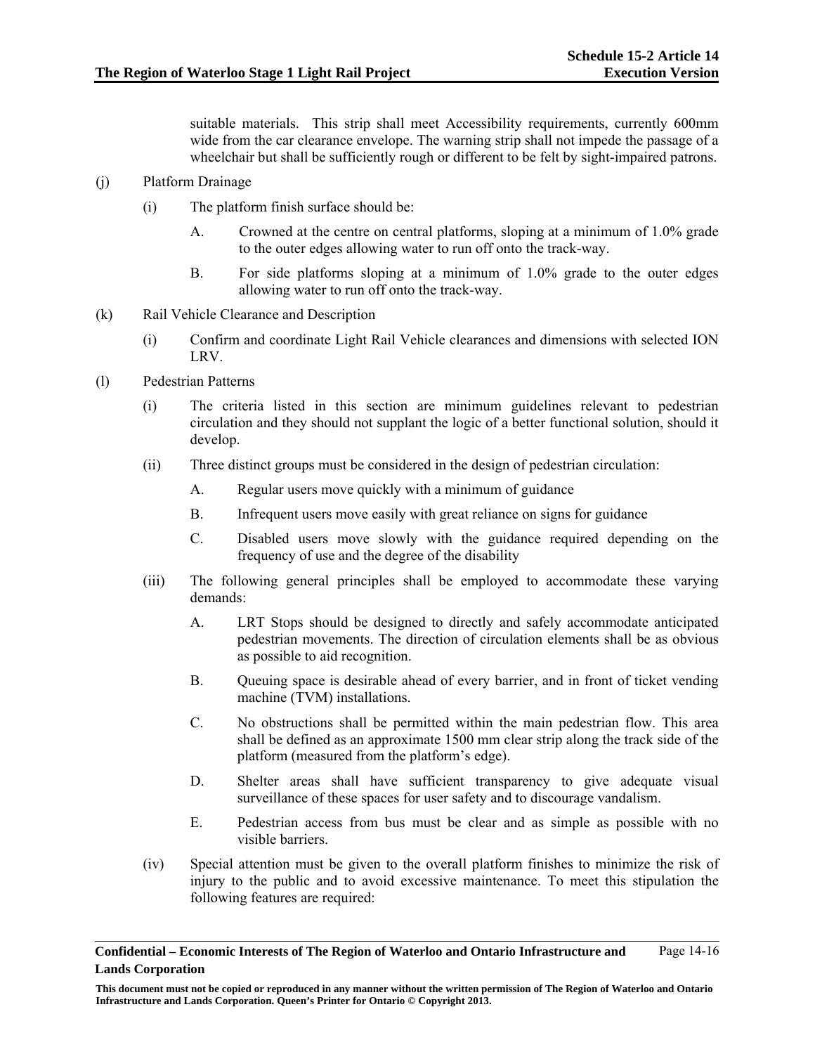suitable materials. This strip shall meet Accessibility requirements, currently 600mm wide from the car clearance envelope. The warning strip shall not impede the passage of a wheelchair but shall be sufficiently rough or different to be felt by sight-impaired patrons.

(j) Platform Drainage

(i) The platform finish surface should be:

A. Crowned at the centre on central platforms, sloping at a minimum of 1.0% grade to the outer edges allowing water to run off onto the track-way.

B. For side platforms sloping at a minimum of 1.0% grade to the outer edges allowing water to run off onto the track-way.

(k) Rail Vehicle Clearance and Description

(i) Confirm and coordinate Light Rail Vehicle clearances and dimensions with selected ION LRV.

(l) Pedestrian Patterns

(i) The criteria listed in this section are minimum guidelines relevant to pedestrian circulation and they should not supplant the logic of a better functional solution, should it develop.

(ii) Three distinct groups must be considered in the design of pedestrian circulation:

A. Regular users move quickly with a minimum of guidance

B. Infrequent users move easily with great reliance on signs for guidance

C. Disabled users move slowly with the guidance required depending on the frequency of use and the degree of the disability

(iii) The following general principles shall be employed to accommodate these varying demands:

A. LRT Stops should be designed to directly and safely accommodate anticipated pedestrian movements. The direction of circulation elements shall be as obvious as possible to aid recognition.

B. Queuing space is desirable ahead of every barrier, and in front of ticket vending machine (TVM) installations.

C. No obstructions shall be permitted within the main pedestrian flow. This area shall be defined as an approximate 1500 mm clear strip along the track side of the platform (measured from the platform's edge).

D. Shelter areas shall have sufficient transparency to give adequate visual surveillance of these spaces for user safety and to discourage vandalism.

E. Pedestrian access from bus must be clear and as simple as possible with no visible barriers.

(iv) Special attention must be given to the overall platform finishes to minimize the risk of injury to the public and to avoid excessive maintenance. To meet this stipulation the following features are required: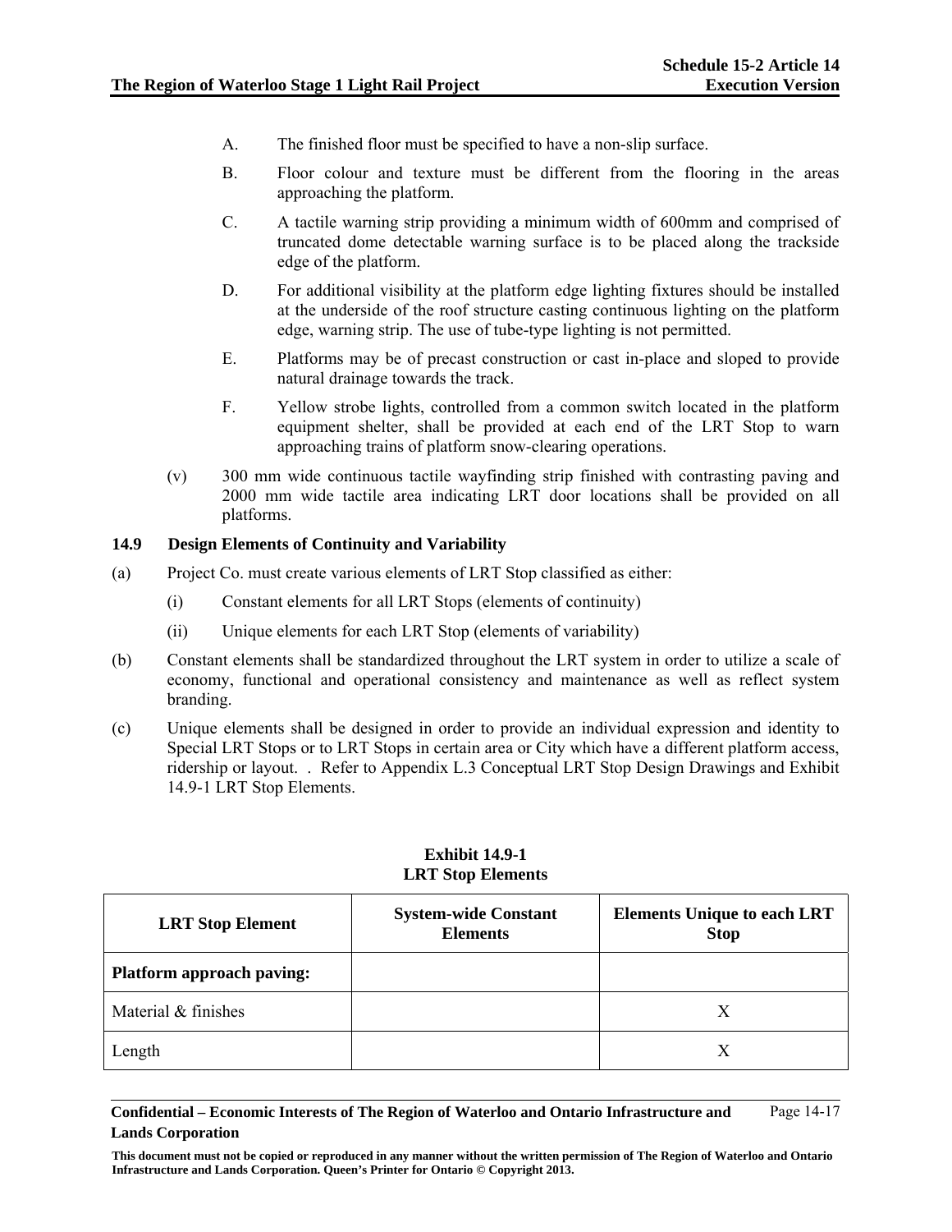A. The finished floor must be specified to have a non-slip surface.

B. Floor colour and texture must be different from the flooring in the areas approaching the platform.

C. A tactile warning strip providing a minimum width of 600mm and comprised of truncated dome detectable warning surface is to be placed along the trackside edge of the platform.

D. For additional visibility at the platform edge lighting fixtures should be installed at the underside of the roof structure casting continuous lighting on the platform edge, warning strip. The use of tube-type lighting is not permitted.

E. Platforms may be of precast construction or cast in-place and sloped to provide natural drainage towards the track.

F. Yellow strobe lights, controlled from a common switch located in the platform equipment shelter, shall be provided at each end of the LRT Stop to warn approaching trains of platform snow-clearing operations.

(v) 300 mm wide continuous tactile wayfinding strip finished with contrasting paving and 2000 mm wide tactile area indicating LRT door locations shall be provided on all platforms.

### 14.9 Design Elements of Continuity and Variability

(a) Project Co. must create various elements of LRT Stop classified as either:

(i) Constant elements for all LRT Stops (elements of continuity)

(ii) Unique elements for each LRT Stop (elements of variability)

(b) Constant elements shall be standardized throughout the LRT system in order to utilize a scale of economy, functional and operational consistency and maintenance as well as reflect system branding.

(c) Unique elements shall be designed in order to provide an individual expression and identity to Special LRT Stops or to LRT Stops in certain area or City which have a different platform access, ridership or layout. . Refer to Appendix L.3 Conceptual LRT Stop Design Drawings and Exhibit 14.9-1 LRT Stop Elements.

**Exhibit 14.9-1**
**LRT Stop Elements**

| LRT Stop Element | System-wide Constant Elements | Elements Unique to each LRT Stop |
|---|---|---|
| **Platform approach paving:** | | |
| Material & finishes | | X |
| Length | | X |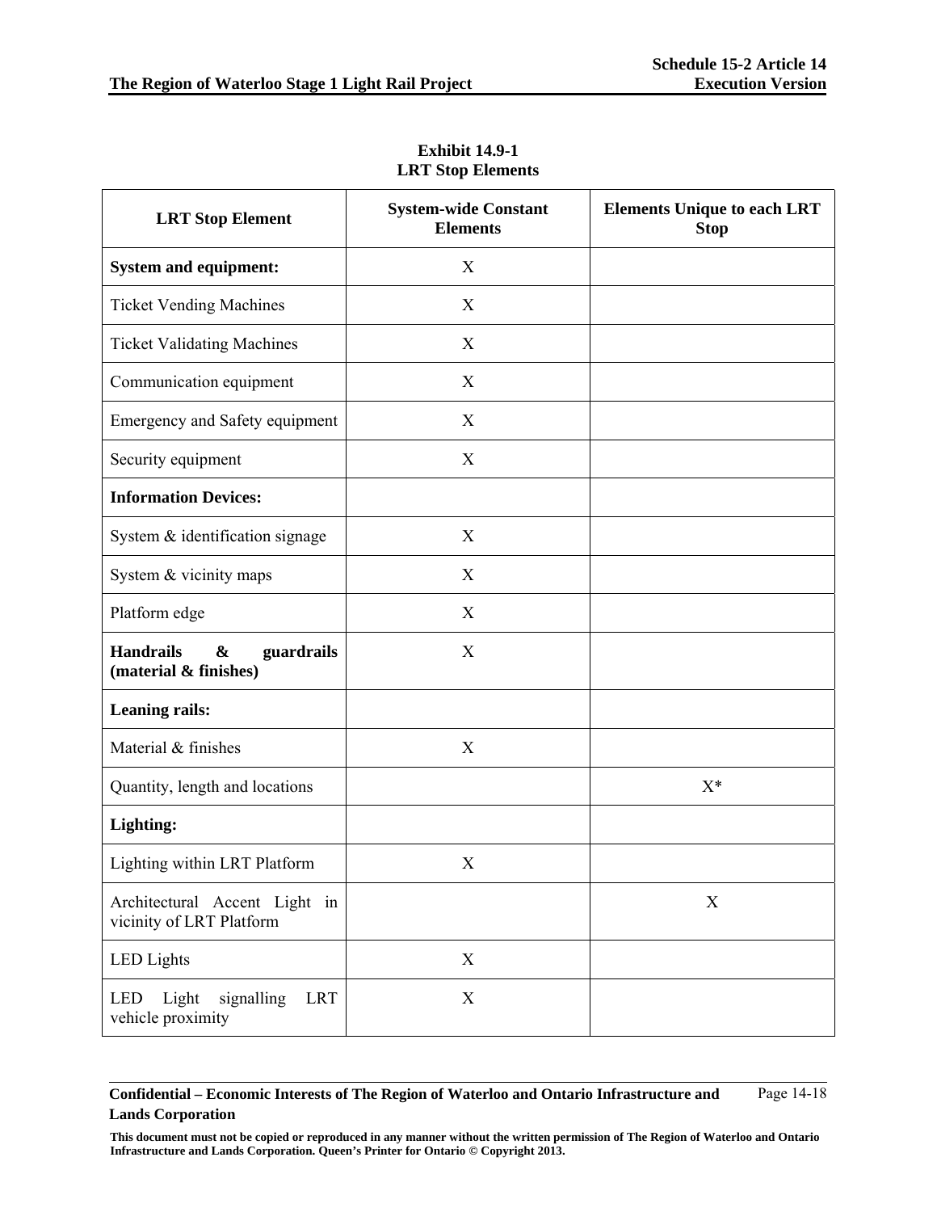**Exhibit 14.9-1**
**LRT Stop Elements**

| LRT Stop Element | System-wide Constant Elements | Elements Unique to each LRT Stop |
|---|---|---|
| **System and equipment:** | X | |
| Ticket Vending Machines | X | |
| Ticket Validating Machines | X | |
| Communication equipment | X | |
| Emergency and Safety equipment | X | |
| Security equipment | X | |
| **Information Devices:** | | |
| System & identification signage | X | |
| System & vicinity maps | X | |
| Platform edge | X | |
| **Handrails & guardrails (material & finishes)** | X | |
| **Leaning rails:** | | |
| Material & finishes | X | |
| Quantity, length and locations | | X* |
| **Lighting:** | | |
| Lighting within LRT Platform | X | |
| Architectural Accent Light in vicinity of LRT Platform | | X |
| LED Lights | X | |
| LED Light signalling LRT vehicle proximity | X | |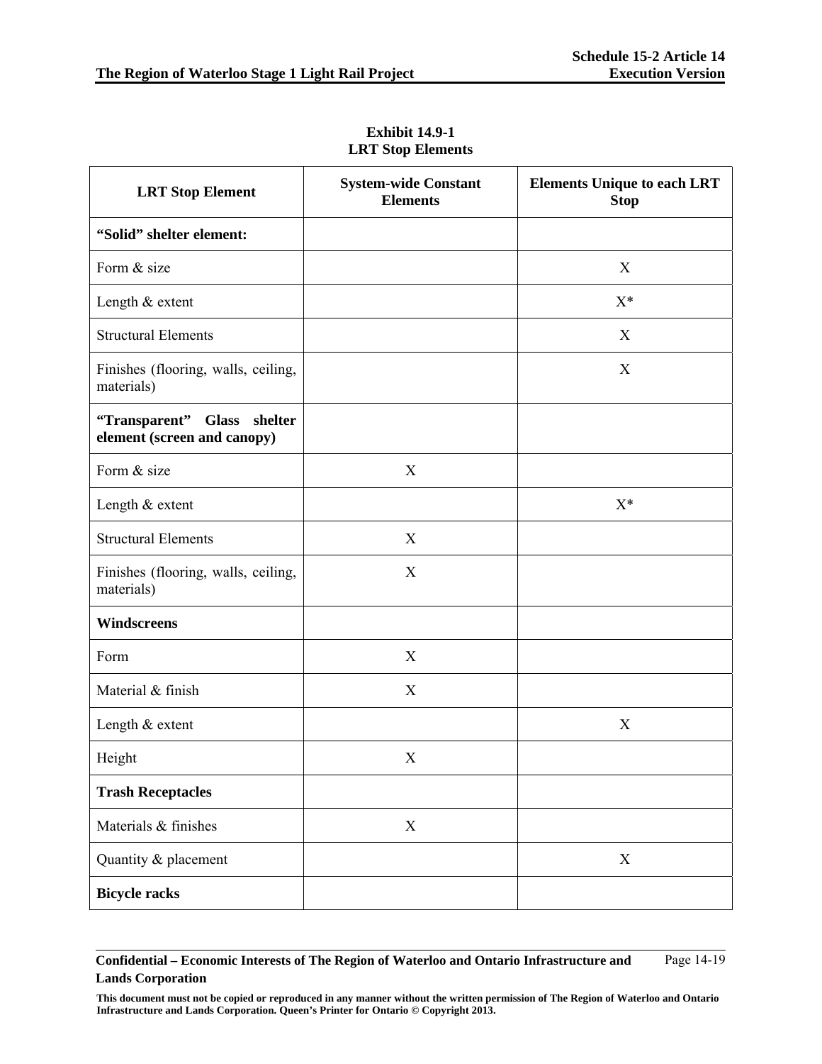**Exhibit 14.9-1**
**LRT Stop Elements**

| LRT Stop Element | System-wide Constant Elements | Elements Unique to each LRT Stop |
|---|---|---|
| **"Solid" shelter element:** | | |
| Form & size | | X |
| Length & extent | | X* |
| Structural Elements | | X |
| Finishes (flooring, walls, ceiling, materials) | | X |
| **"Transparent" Glass shelter element (screen and canopy)** | | |
| Form & size | X | |
| Length & extent | | X* |
| Structural Elements | X | |
| Finishes (flooring, walls, ceiling, materials) | X | |
| **Windscreens** | | |
| Form | X | |
| Material & finish | X | |
| Length & extent | | X |
| Height | X | |
| **Trash Receptacles** | | |
| Materials & finishes | X | |
| Quantity & placement | | X |
| **Bicycle racks** | | |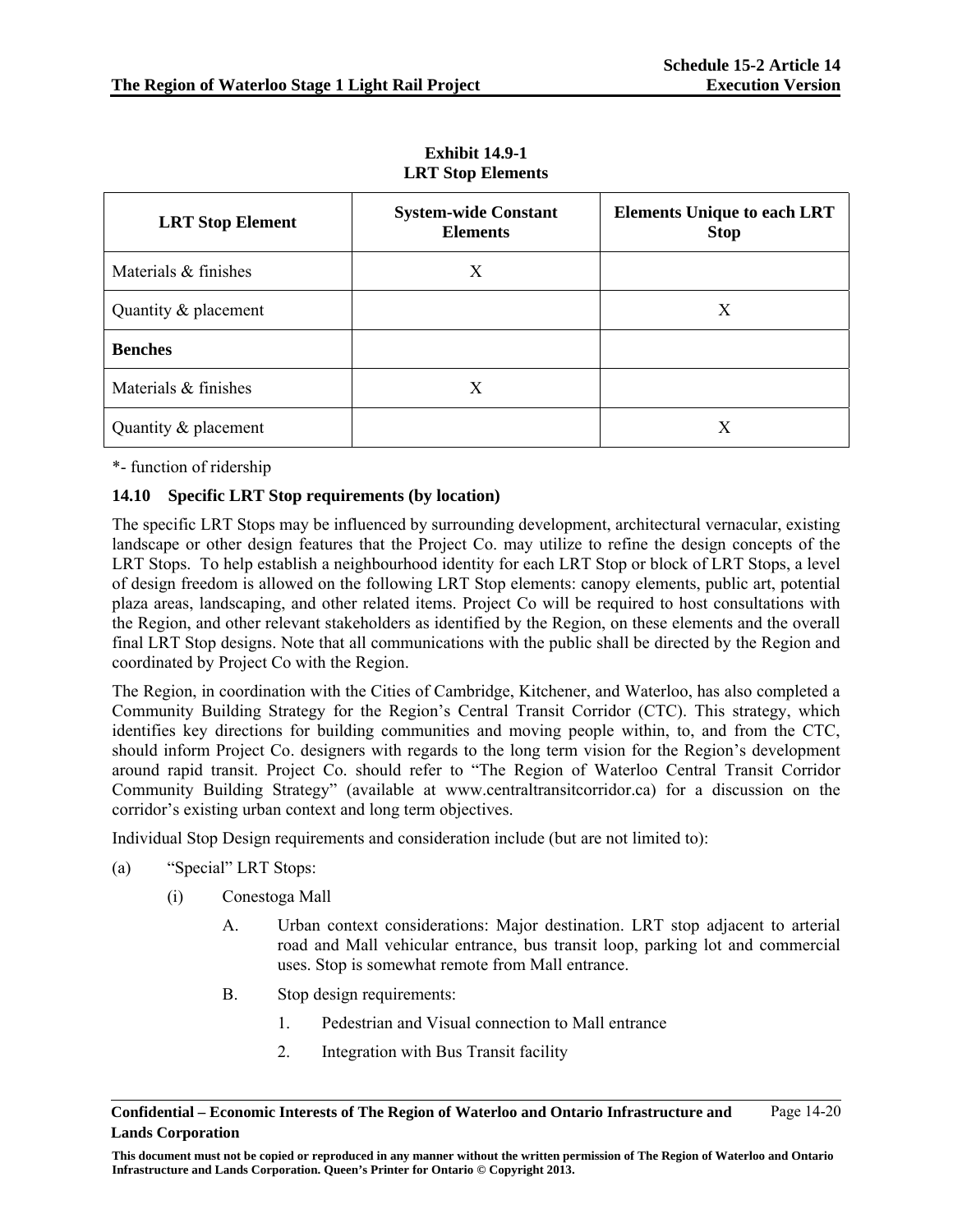**Exhibit 14.9-1**
**LRT Stop Elements**

| LRT Stop Element | System-wide Constant Elements | Elements Unique to each LRT Stop |
|---|---|---|
| Materials & finishes | X | |
| Quantity & placement | | X |
| **Benches** | | |
| Materials & finishes | X | |
| Quantity & placement | | X |

*- function of ridership

### 14.10 Specific LRT Stop requirements (by location)

The specific LRT Stops may be influenced by surrounding development, architectural vernacular, existing landscape or other design features that the Project Co. may utilize to refine the design concepts of the LRT Stops. To help establish a neighbourhood identity for each LRT Stop or block of LRT Stops, a level of design freedom is allowed on the following LRT Stop elements: canopy elements, public art, potential plaza areas, landscaping, and other related items. Project Co will be required to host consultations with the Region, and other relevant stakeholders as identified by the Region, on these elements and the overall final LRT Stop designs. Note that all communications with the public shall be directed by the Region and coordinated by Project Co with the Region.

The Region, in coordination with the Cities of Cambridge, Kitchener, and Waterloo, has also completed a Community Building Strategy for the Region's Central Transit Corridor (CTC). This strategy, which identifies key directions for building communities and moving people within, to, and from the CTC, should inform Project Co. designers with regards to the long term vision for the Region's development around rapid transit. Project Co. should refer to "The Region of Waterloo Central Transit Corridor Community Building Strategy" (available at www.centraltransitcorridor.ca) for a discussion on the corridor's existing urban context and long term objectives.

Individual Stop Design requirements and consideration include (but are not limited to):

(a) "Special" LRT Stops:

  (i) Conestoga Mall

    A. Urban context considerations: Major destination. LRT stop adjacent to arterial road and Mall vehicular entrance, bus transit loop, parking lot and commercial uses. Stop is somewhat remote from Mall entrance.

    B. Stop design requirements:

      1. Pedestrian and Visual connection to Mall entrance

      2. Integration with Bus Transit facility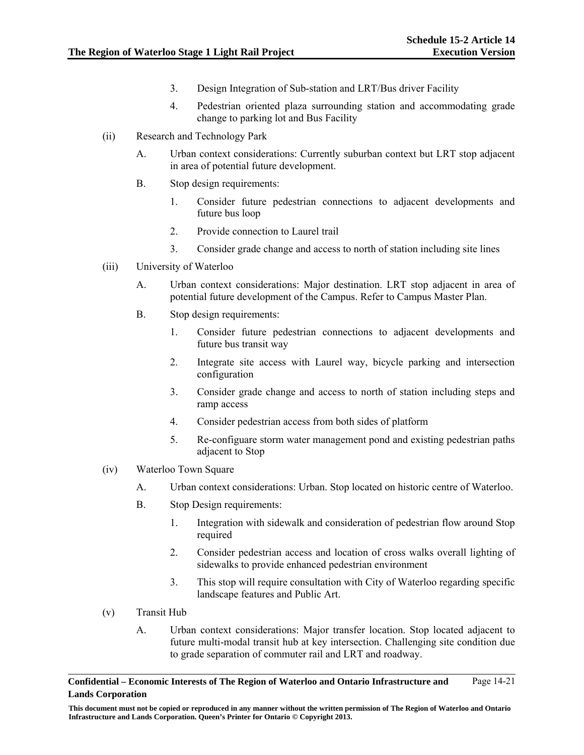3. Design Integration of Sub-station and LRT/Bus driver Facility

4. Pedestrian oriented plaza surrounding station and accommodating grade change to parking lot and Bus Facility

(ii) Research and Technology Park

A. Urban context considerations: Currently suburban context but LRT stop adjacent in area of potential future development.

B. Stop design requirements:

1. Consider future pedestrian connections to adjacent developments and future bus loop

2. Provide connection to Laurel trail

3. Consider grade change and access to north of station including site lines

(iii) University of Waterloo

A. Urban context considerations: Major destination. LRT stop adjacent in area of potential future development of the Campus. Refer to Campus Master Plan.

B. Stop design requirements:

1. Consider future pedestrian connections to adjacent developments and future bus transit way

2. Integrate site access with Laurel way, bicycle parking and intersection configuration

3. Consider grade change and access to north of station including steps and ramp access

4. Consider pedestrian access from both sides of platform

5. Re-configuare storm water management pond and existing pedestrian paths adjacent to Stop

(iv) Waterloo Town Square

A. Urban context considerations: Urban. Stop located on historic centre of Waterloo.

B. Stop Design requirements:

1. Integration with sidewalk and consideration of pedestrian flow around Stop required

2. Consider pedestrian access and location of cross walks overall lighting of sidewalks to provide enhanced pedestrian environment

3. This stop will require consultation with City of Waterloo regarding specific landscape features and Public Art.

(v) Transit Hub

A. Urban context considerations: Major transfer location. Stop located adjacent to future multi-modal transit hub at key intersection. Challenging site condition due to grade separation of commuter rail and LRT and roadway.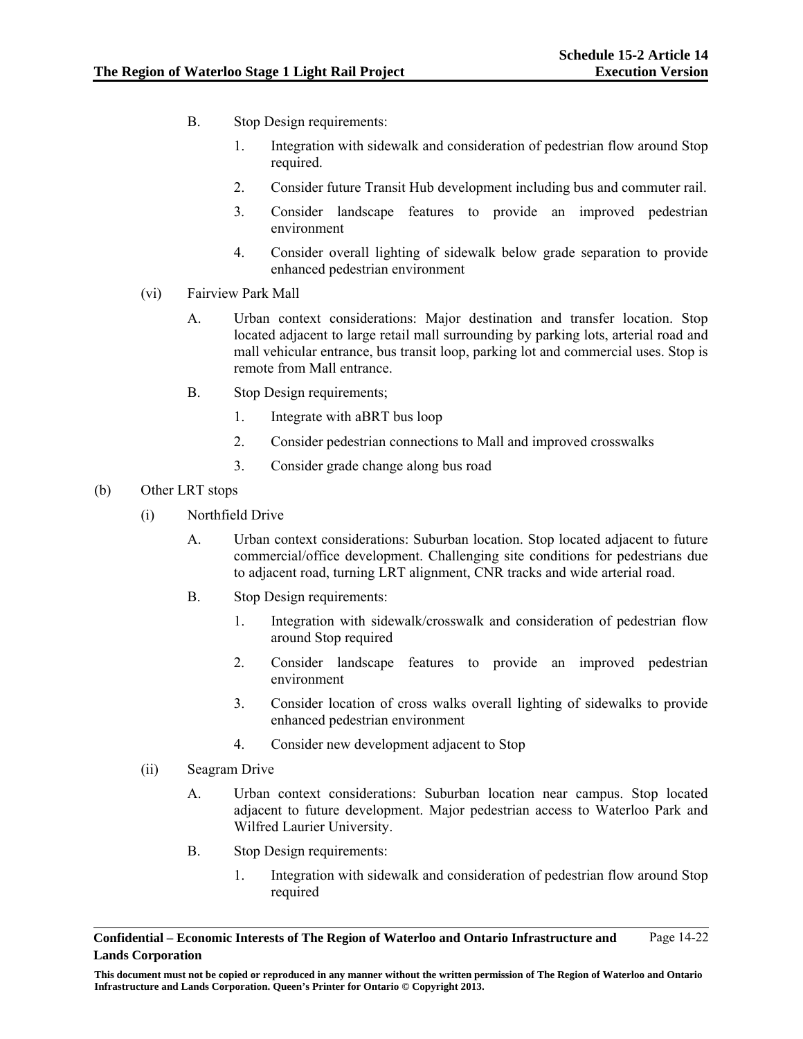B. Stop Design requirements:

1. Integration with sidewalk and consideration of pedestrian flow around Stop required.
2. Consider future Transit Hub development including bus and commuter rail.
3. Consider landscape features to provide an improved pedestrian environment
4. Consider overall lighting of sidewalk below grade separation to provide enhanced pedestrian environment

(vi) Fairview Park Mall

A. Urban context considerations: Major destination and transfer location. Stop located adjacent to large retail mall surrounding by parking lots, arterial road and mall vehicular entrance, bus transit loop, parking lot and commercial uses. Stop is remote from Mall entrance.

B. Stop Design requirements;

1. Integrate with aBRT bus loop
2. Consider pedestrian connections to Mall and improved crosswalks
3. Consider grade change along bus road

(b) Other LRT stops

(i) Northfield Drive

A. Urban context considerations: Suburban location. Stop located adjacent to future commercial/office development. Challenging site conditions for pedestrians due to adjacent road, turning LRT alignment, CNR tracks and wide arterial road.

B. Stop Design requirements:

1. Integration with sidewalk/crosswalk and consideration of pedestrian flow around Stop required
2. Consider landscape features to provide an improved pedestrian environment
3. Consider location of cross walks overall lighting of sidewalks to provide enhanced pedestrian environment
4. Consider new development adjacent to Stop

(ii) Seagram Drive

A. Urban context considerations: Suburban location near campus. Stop located adjacent to future development. Major pedestrian access to Waterloo Park and Wilfred Laurier University.

B. Stop Design requirements:

1. Integration with sidewalk and consideration of pedestrian flow around Stop required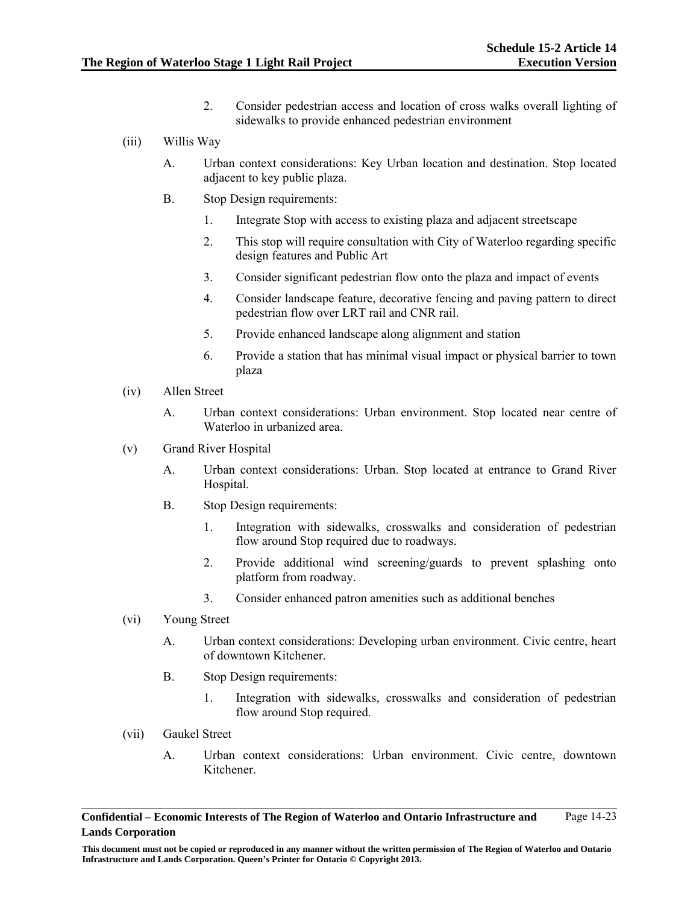2. Consider pedestrian access and location of cross walks overall lighting of sidewalks to provide enhanced pedestrian environment

(iii) Willis Way

A. Urban context considerations: Key Urban location and destination. Stop located adjacent to key public plaza.

B. Stop Design requirements:

1. Integrate Stop with access to existing plaza and adjacent streetscape
2. This stop will require consultation with City of Waterloo regarding specific design features and Public Art
3. Consider significant pedestrian flow onto the plaza and impact of events
4. Consider landscape feature, decorative fencing and paving pattern to direct pedestrian flow over LRT rail and CNR rail.
5. Provide enhanced landscape along alignment and station
6. Provide a station that has minimal visual impact or physical barrier to town plaza

(iv) Allen Street

A. Urban context considerations: Urban environment. Stop located near centre of Waterloo in urbanized area.

(v) Grand River Hospital

A. Urban context considerations: Urban. Stop located at entrance to Grand River Hospital.

B. Stop Design requirements:

1. Integration with sidewalks, crosswalks and consideration of pedestrian flow around Stop required due to roadways.
2. Provide additional wind screening/guards to prevent splashing onto platform from roadway.
3. Consider enhanced patron amenities such as additional benches

(vi) Young Street

A. Urban context considerations: Developing urban environment. Civic centre, heart of downtown Kitchener.

B. Stop Design requirements:

1. Integration with sidewalks, crosswalks and consideration of pedestrian flow around Stop required.

(vii) Gaukel Street

A. Urban context considerations: Urban environment. Civic centre, downtown Kitchener.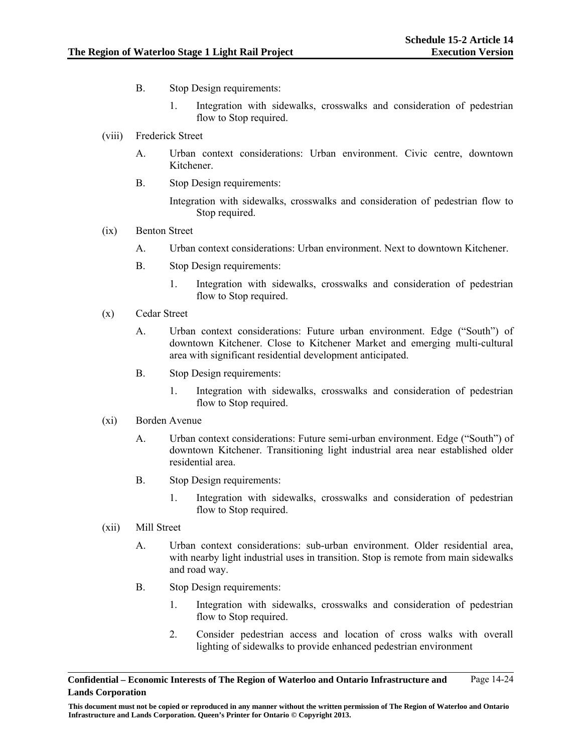B. Stop Design requirements:

   1. Integration with sidewalks, crosswalks and consideration of pedestrian flow to Stop required.

(viii) Frederick Street

   A. Urban context considerations: Urban environment. Civic centre, downtown Kitchener.

   B. Stop Design requirements:

   Integration with sidewalks, crosswalks and consideration of pedestrian flow to Stop required.

(ix) Benton Street

   A. Urban context considerations: Urban environment. Next to downtown Kitchener.

   B. Stop Design requirements:

      1. Integration with sidewalks, crosswalks and consideration of pedestrian flow to Stop required.

(x) Cedar Street

   A. Urban context considerations: Future urban environment. Edge ("South") of downtown Kitchener. Close to Kitchener Market and emerging multi-cultural area with significant residential development anticipated.

   B. Stop Design requirements:

      1. Integration with sidewalks, crosswalks and consideration of pedestrian flow to Stop required.

(xi) Borden Avenue

   A. Urban context considerations: Future semi-urban environment. Edge ("South") of downtown Kitchener. Transitioning light industrial area near established older residential area.

   B. Stop Design requirements:

      1. Integration with sidewalks, crosswalks and consideration of pedestrian flow to Stop required.

(xii) Mill Street

   A. Urban context considerations: sub-urban environment. Older residential area, with nearby light industrial uses in transition. Stop is remote from main sidewalks and road way.

   B. Stop Design requirements:

      1. Integration with sidewalks, crosswalks and consideration of pedestrian flow to Stop required.

      2. Consider pedestrian access and location of cross walks with overall lighting of sidewalks to provide enhanced pedestrian environment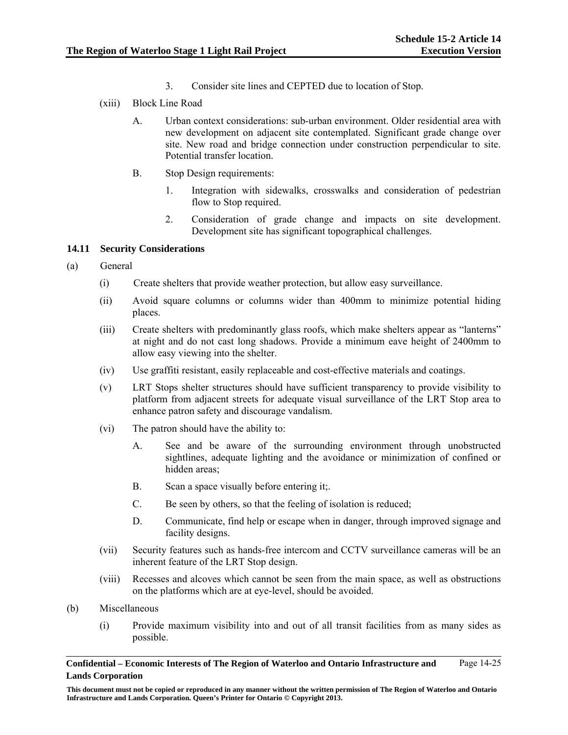3. Consider site lines and CEPTED due to location of Stop.

(xiii) Block Line Road

A. Urban context considerations: sub-urban environment. Older residential area with new development on adjacent site contemplated. Significant grade change over site. New road and bridge connection under construction perpendicular to site. Potential transfer location.

B. Stop Design requirements:

1. Integration with sidewalks, crosswalks and consideration of pedestrian flow to Stop required.

2. Consideration of grade change and impacts on site development. Development site has significant topographical challenges.

### 14.11 Security Considerations

(a) General

(i) Create shelters that provide weather protection, but allow easy surveillance.

(ii) Avoid square columns or columns wider than 400mm to minimize potential hiding places.

(iii) Create shelters with predominantly glass roofs, which make shelters appear as "lanterns" at night and do not cast long shadows. Provide a minimum eave height of 2400mm to allow easy viewing into the shelter.

(iv) Use graffiti resistant, easily replaceable and cost-effective materials and coatings.

(v) LRT Stops shelter structures should have sufficient transparency to provide visibility to platform from adjacent streets for adequate visual surveillance of the LRT Stop area to enhance patron safety and discourage vandalism.

(vi) The patron should have the ability to:

A. See and be aware of the surrounding environment through unobstructed sightlines, adequate lighting and the avoidance or minimization of confined or hidden areas;

B. Scan a space visually before entering it;.

C. Be seen by others, so that the feeling of isolation is reduced;

D. Communicate, find help or escape when in danger, through improved signage and facility designs.

(vii) Security features such as hands-free intercom and CCTV surveillance cameras will be an inherent feature of the LRT Stop design.

(viii) Recesses and alcoves which cannot be seen from the main space, as well as obstructions on the platforms which are at eye-level, should be avoided.

(b) Miscellaneous

(i) Provide maximum visibility into and out of all transit facilities from as many sides as possible.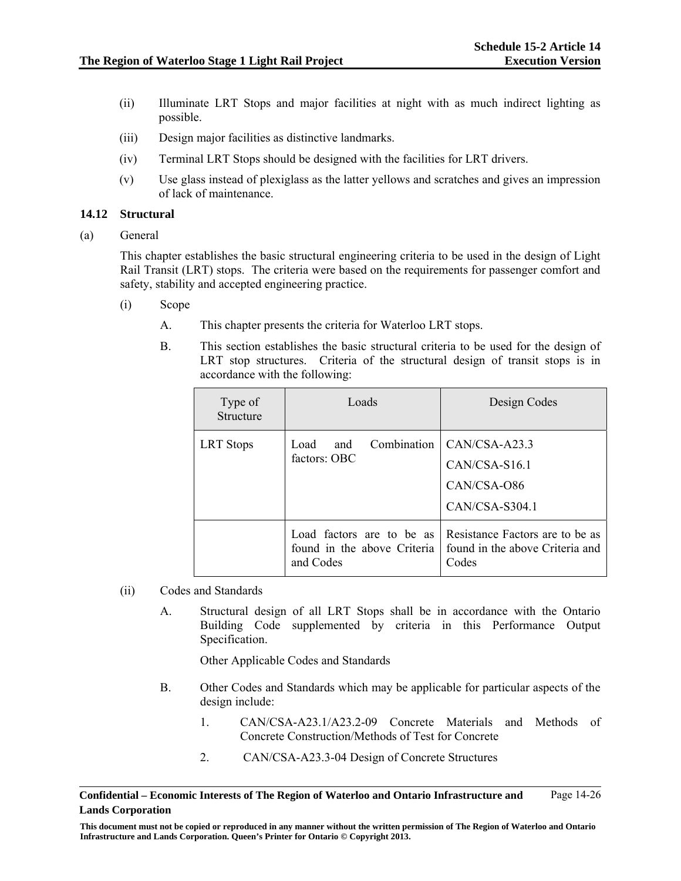(ii) Illuminate LRT Stops and major facilities at night with as much indirect lighting as possible.

(iii) Design major facilities as distinctive landmarks.

(iv) Terminal LRT Stops should be designed with the facilities for LRT drivers.

(v) Use glass instead of plexiglass as the latter yellows and scratches and gives an impression of lack of maintenance.

### 14.12 Structural

(a) General

This chapter establishes the basic structural engineering criteria to be used in the design of Light Rail Transit (LRT) stops. The criteria were based on the requirements for passenger comfort and safety, stability and accepted engineering practice.

(i) Scope

A. This chapter presents the criteria for Waterloo LRT stops.

B. This section establishes the basic structural criteria to be used for the design of LRT stop structures. Criteria of the structural design of transit stops is in accordance with the following:

| Type of Structure | Loads | Design Codes |
|---|---|---|
| LRT Stops | Load and Combination factors: OBC | CAN/CSA-A23.3<br>CAN/CSA-S16.1<br>CAN/CSA-O86<br>CAN/CSA-S304.1 |
| | Load factors are to be as found in the above Criteria and Codes | Resistance Factors are to be as found in the above Criteria and Codes |

(ii) Codes and Standards

A. Structural design of all LRT Stops shall be in accordance with the Ontario Building Code supplemented by criteria in this Performance Output Specification.

Other Applicable Codes and Standards

B. Other Codes and Standards which may be applicable for particular aspects of the design include:

1. CAN/CSA-A23.1/A23.2-09 Concrete Materials and Methods of Concrete Construction/Methods of Test for Concrete

2. CAN/CSA-A23.3-04 Design of Concrete Structures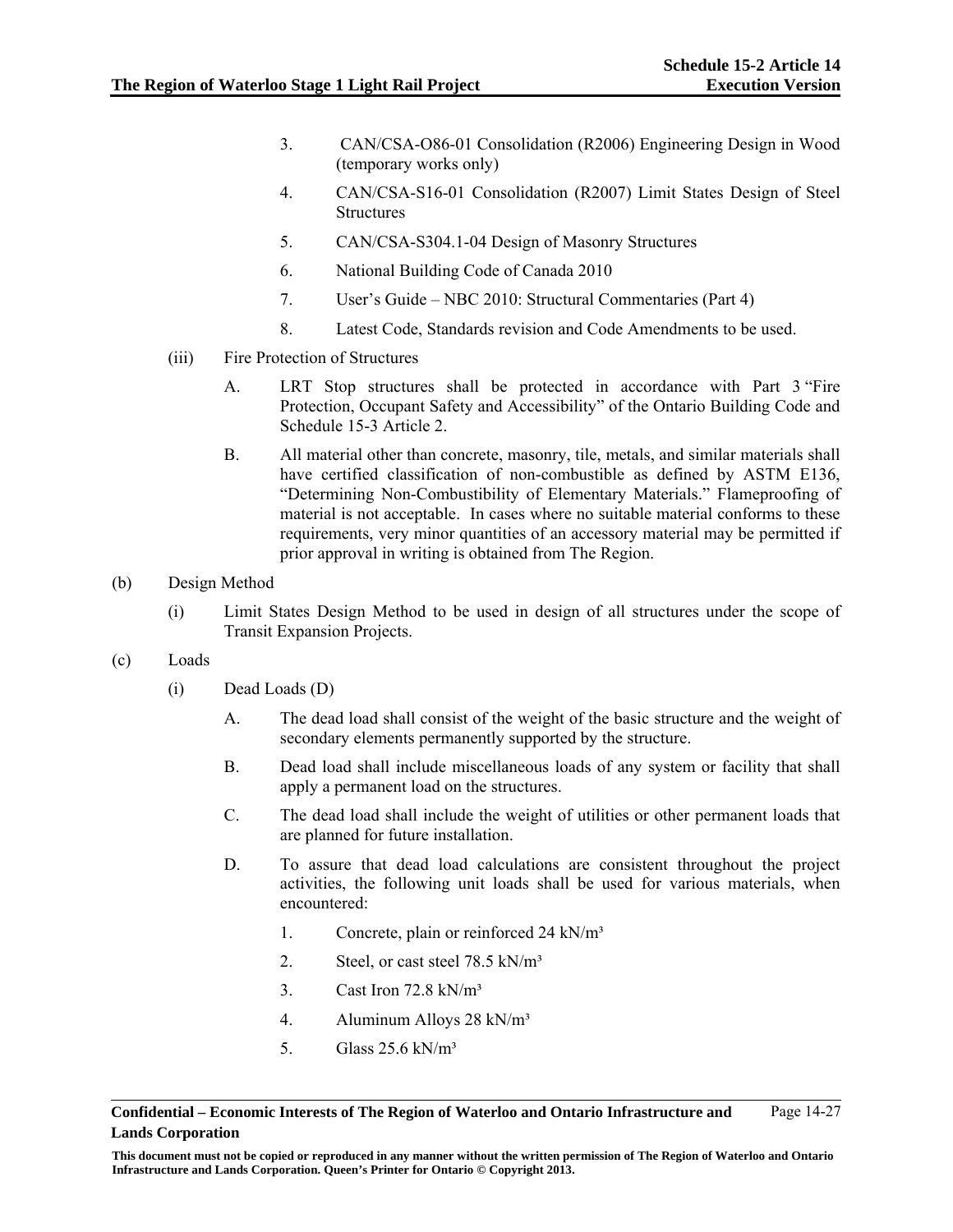3. CAN/CSA-O86-01 Consolidation (R2006) Engineering Design in Wood (temporary works only)

4. CAN/CSA-S16-01 Consolidation (R2007) Limit States Design of Steel Structures

5. CAN/CSA-S304.1-04 Design of Masonry Structures

6. National Building Code of Canada 2010

7. User's Guide – NBC 2010: Structural Commentaries (Part 4)

8. Latest Code, Standards revision and Code Amendments to be used.

(iii) Fire Protection of Structures

A. LRT Stop structures shall be protected in accordance with Part 3 "Fire Protection, Occupant Safety and Accessibility" of the Ontario Building Code and Schedule 15-3 Article 2.

B. All material other than concrete, masonry, tile, metals, and similar materials shall have certified classification of non-combustible as defined by ASTM E136, "Determining Non-Combustibility of Elementary Materials." Flameproofing of material is not acceptable. In cases where no suitable material conforms to these requirements, very minor quantities of an accessory material may be permitted if prior approval in writing is obtained from The Region.

(b) Design Method

(i) Limit States Design Method to be used in design of all structures under the scope of Transit Expansion Projects.

(c) Loads

(i) Dead Loads (D)

A. The dead load shall consist of the weight of the basic structure and the weight of secondary elements permanently supported by the structure.

B. Dead load shall include miscellaneous loads of any system or facility that shall apply a permanent load on the structures.

C. The dead load shall include the weight of utilities or other permanent loads that are planned for future installation.

D. To assure that dead load calculations are consistent throughout the project activities, the following unit loads shall be used for various materials, when encountered:

1. Concrete, plain or reinforced 24 kN/m³

2. Steel, or cast steel 78.5 kN/m³

3. Cast Iron 72.8 kN/m³

4. Aluminum Alloys 28 kN/m³

5. Glass 25.6 kN/m³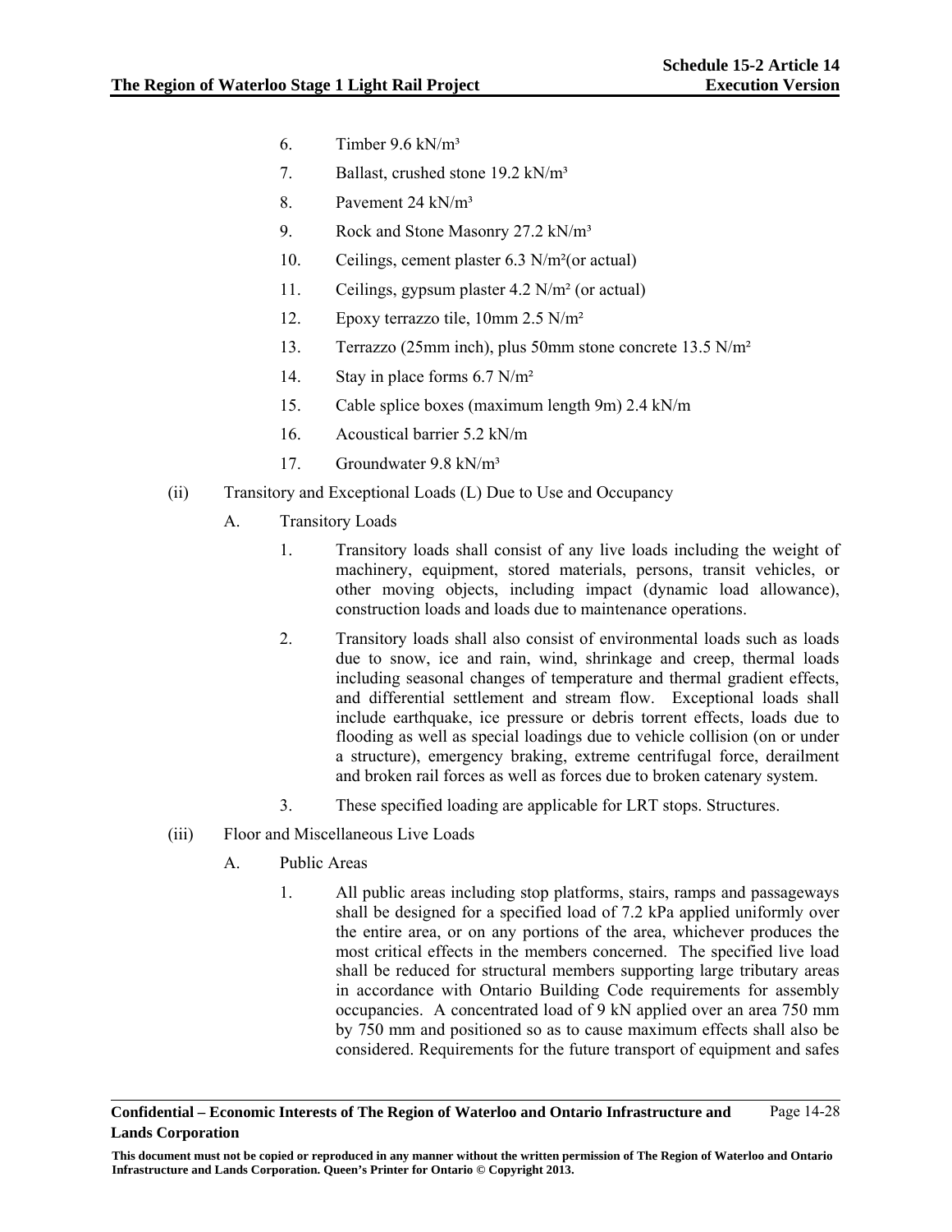6. Timber 9.6 kN/m³
7. Ballast, crushed stone 19.2 kN/m³
8. Pavement 24 kN/m³
9. Rock and Stone Masonry 27.2 kN/m³
10. Ceilings, cement plaster 6.3 N/m²(or actual)
11. Ceilings, gypsum plaster 4.2 N/m² (or actual)
12. Epoxy terrazzo tile, 10mm 2.5 N/m²
13. Terrazzo (25mm inch), plus 50mm stone concrete 13.5 N/m²
14. Stay in place forms 6.7 N/m²
15. Cable splice boxes (maximum length 9m) 2.4 kN/m
16. Acoustical barrier 5.2 kN/m
17. Groundwater 9.8 kN/m³

(ii) Transitory and Exceptional Loads (L) Due to Use and Occupancy

A. Transitory Loads

1. Transitory loads shall consist of any live loads including the weight of machinery, equipment, stored materials, persons, transit vehicles, or other moving objects, including impact (dynamic load allowance), construction loads and loads due to maintenance operations.

2. Transitory loads shall also consist of environmental loads such as loads due to snow, ice and rain, wind, shrinkage and creep, thermal loads including seasonal changes of temperature and thermal gradient effects, and differential settlement and stream flow. Exceptional loads shall include earthquake, ice pressure or debris torrent effects, loads due to flooding as well as special loadings due to vehicle collision (on or under a structure), emergency braking, extreme centrifugal force, derailment and broken rail forces as well as forces due to broken catenary system.

3. These specified loading are applicable for LRT stops. Structures.

(iii) Floor and Miscellaneous Live Loads

A. Public Areas

1. All public areas including stop platforms, stairs, ramps and passageways shall be designed for a specified load of 7.2 kPa applied uniformly over the entire area, or on any portions of the area, whichever produces the most critical effects in the members concerned. The specified live load shall be reduced for structural members supporting large tributary areas in accordance with Ontario Building Code requirements for assembly occupancies. A concentrated load of 9 kN applied over an area 750 mm by 750 mm and positioned so as to cause maximum effects shall also be considered. Requirements for the future transport of equipment and safes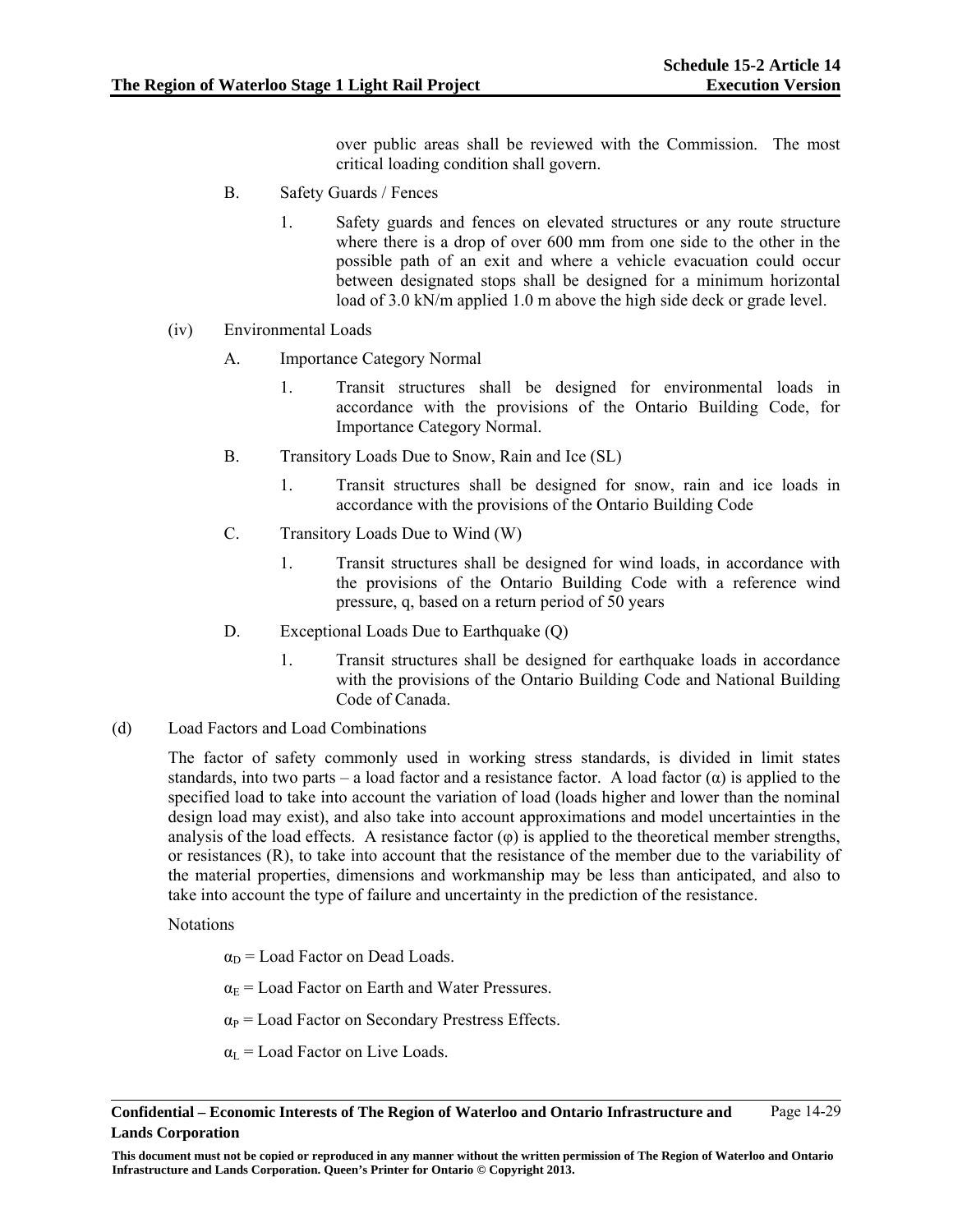over public areas shall be reviewed with the Commission. The most critical loading condition shall govern.

B. Safety Guards / Fences

1. Safety guards and fences on elevated structures or any route structure where there is a drop of over 600 mm from one side to the other in the possible path of an exit and where a vehicle evacuation could occur between designated stops shall be designed for a minimum horizontal load of 3.0 kN/m applied 1.0 m above the high side deck or grade level.

(iv) Environmental Loads

A. Importance Category Normal

1. Transit structures shall be designed for environmental loads in accordance with the provisions of the Ontario Building Code, for Importance Category Normal.

B. Transitory Loads Due to Snow, Rain and Ice (SL)

1. Transit structures shall be designed for snow, rain and ice loads in accordance with the provisions of the Ontario Building Code

C. Transitory Loads Due to Wind (W)

1. Transit structures shall be designed for wind loads, in accordance with the provisions of the Ontario Building Code with a reference wind pressure, q, based on a return period of 50 years

D. Exceptional Loads Due to Earthquake (Q)

1. Transit structures shall be designed for earthquake loads in accordance with the provisions of the Ontario Building Code and National Building Code of Canada.

(d) Load Factors and Load Combinations

The factor of safety commonly used in working stress standards, is divided in limit states standards, into two parts – a load factor and a resistance factor. A load factor ($\alpha$) is applied to the specified load to take into account the variation of load (loads higher and lower than the nominal design load may exist), and also take into account approximations and model uncertainties in the analysis of the load effects. A resistance factor ($\varphi$) is applied to the theoretical member strengths, or resistances (R), to take into account that the resistance of the member due to the variability of the material properties, dimensions and workmanship may be less than anticipated, and also to take into account the type of failure and uncertainty in the prediction of the resistance.

Notations

$\alpha_D$ = Load Factor on Dead Loads.

$\alpha_E$ = Load Factor on Earth and Water Pressures.

$\alpha_P$ = Load Factor on Secondary Prestress Effects.

$\alpha_L$ = Load Factor on Live Loads.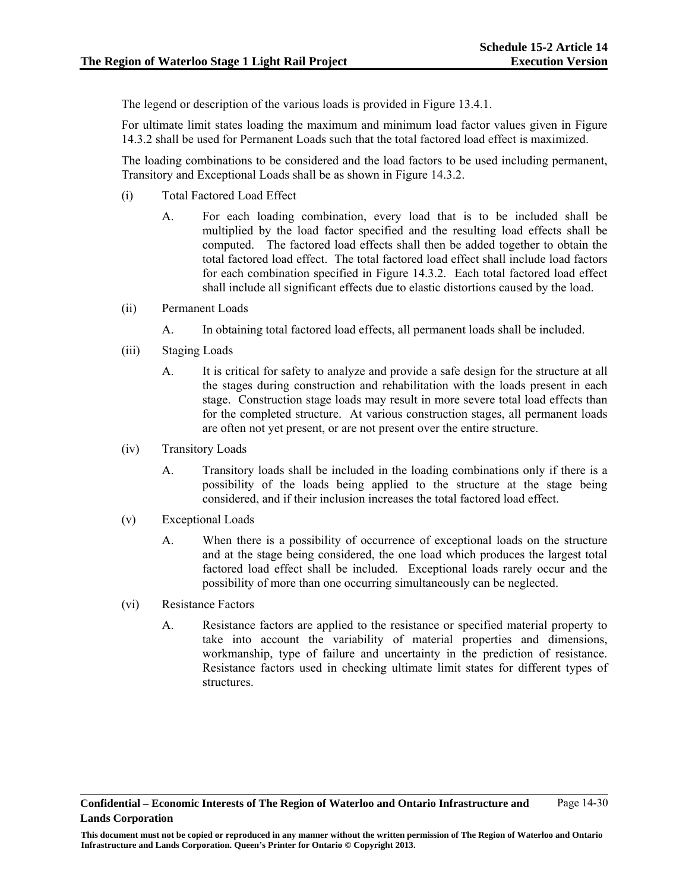The legend or description of the various loads is provided in Figure 13.4.1.

For ultimate limit states loading the maximum and minimum load factor values given in Figure 14.3.2 shall be used for Permanent Loads such that the total factored load effect is maximized.

The loading combinations to be considered and the load factors to be used including permanent, Transitory and Exceptional Loads shall be as shown in Figure 14.3.2.

(i) Total Factored Load Effect

A. For each loading combination, every load that is to be included shall be multiplied by the load factor specified and the resulting load effects shall be computed. The factored load effects shall then be added together to obtain the total factored load effect. The total factored load effect shall include load factors for each combination specified in Figure 14.3.2. Each total factored load effect shall include all significant effects due to elastic distortions caused by the load.

(ii) Permanent Loads

A. In obtaining total factored load effects, all permanent loads shall be included.

(iii) Staging Loads

A. It is critical for safety to analyze and provide a safe design for the structure at all the stages during construction and rehabilitation with the loads present in each stage. Construction stage loads may result in more severe total load effects than for the completed structure. At various construction stages, all permanent loads are often not yet present, or are not present over the entire structure.

(iv) Transitory Loads

A. Transitory loads shall be included in the loading combinations only if there is a possibility of the loads being applied to the structure at the stage being considered, and if their inclusion increases the total factored load effect.

(v) Exceptional Loads

A. When there is a possibility of occurrence of exceptional loads on the structure and at the stage being considered, the one load which produces the largest total factored load effect shall be included. Exceptional loads rarely occur and the possibility of more than one occurring simultaneously can be neglected.

(vi) Resistance Factors

A. Resistance factors are applied to the resistance or specified material property to take into account the variability of material properties and dimensions, workmanship, type of failure and uncertainty in the prediction of resistance. Resistance factors used in checking ultimate limit states for different types of structures.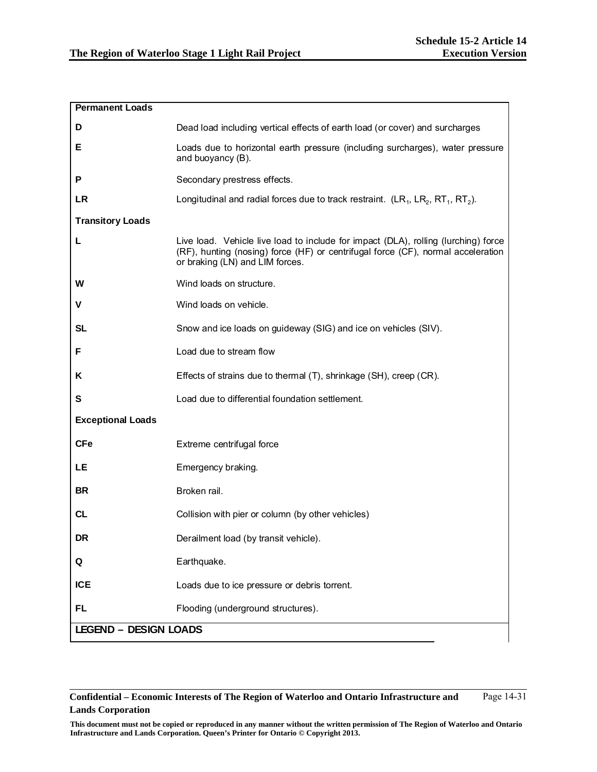| Permanent Loads | |
|---|---|
| **D** | Dead load including vertical effects of earth load (or cover) and surcharges |
| **E** | Loads due to horizontal earth pressure (including surcharges), water pressure and buoyancy (B). |
| **P** | Secondary prestress effects. |
| **LR** | Longitudinal and radial forces due to track restraint. ($LR_1$, $LR_2$, $RT_1$, $RT_2$). |
| **Transitory Loads** | |
| **L** | Live load. Vehicle live load to include for impact (DLA), rolling (lurching) force (RF), hunting (nosing) force (HF) or centrifugal force (CF), normal acceleration or braking (LN) and LIM forces. |
| **W** | Wind loads on structure. |
| **V** | Wind loads on vehicle. |
| **SL** | Snow and ice loads on guideway (SIG) and ice on vehicles (SIV). |
| **F** | Load due to stream flow |
| **K** | Effects of strains due to thermal (T), shrinkage (SH), creep (CR). |
| **S** | Load due to differential foundation settlement. |
| **Exceptional Loads** | |
| **CFe** | Extreme centrifugal force |
| **LE** | Emergency braking. |
| **BR** | Broken rail. |
| **CL** | Collision with pier or column (by other vehicles) |
| **DR** | Derailment load (by transit vehicle). |
| **Q** | Earthquake. |
| **ICE** | Loads due to ice pressure or debris torrent. |
| **FL** | Flooding (underground structures). |

**LEGEND – DESIGN LOADS**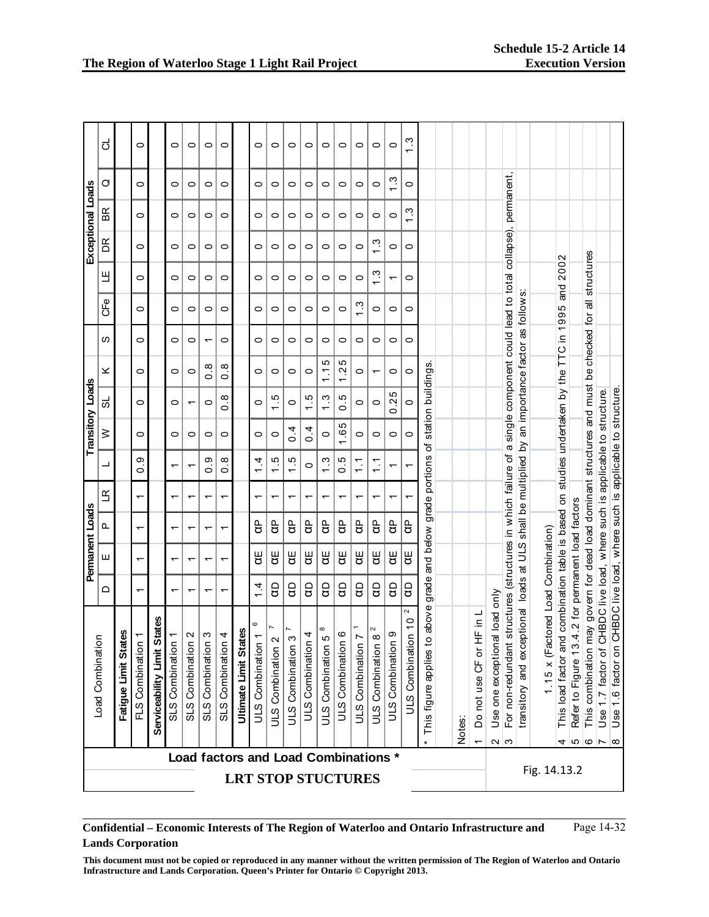## Load factors and Load Combinations *

### LRT STOP STUCTURES

| Load Combination | Permanent Loads | | | | Transitory Loads | | | | | Exceptional Loads | | | | | |
|---|---|---|---|---|---|---|---|---|---|---|---|---|---|---|---|
| | D | E | P | LR | L | W | SL | K | S | CFe | LE | DR | BR | Q | CL |
| **Fatigue Limit States** | | | | | | | | | | | | | | | |
| FLS Combination 1 | 1 | 1 | 1 | 1 | 0.9 | 0 | 0 | 0 | 0 | 0 | 0 | 0 | 0 | 0 | 0 |
| **Serviceability Limit States** | | | | | | | | | | | | | | | |
| SLS Combination 1 | 1 | 1 | 1 | 1 | 1 | 0 | 0 | 0 | 0 | 0 | 0 | 0 | 0 | 0 | 0 |
| SLS Combination 2 | 1 | 1 | 1 | 1 | 1 | 0 | 1 | 0 | 0 | 0 | 0 | 0 | 0 | 0 | 0 |
| SLS Combination 3 | 1 | 1 | 1 | 1 | 0.9 | 0 | 0 | 0.8 | 1 | 0 | 0 | 0 | 0 | 0 | 0 |
| SLS Combination 4 | 1 | 1 | 1 | 1 | 0.8 | 0 | 0.8 | 0.8 | 0 | 0 | 0 | 0 | 0 | 0 | 0 |
| **Ultimate Limit States** | | | | | | | | | | | | | | | |
| ULS Combination 1 [6] | 1.4 | αE | αP | 1 | 1.4 | 0 | 0 | 0 | 0 | 0 | 0 | 0 | 0 | 0 | 0 |
| ULS Combination 2 [7] | αD | αE | αP | 1 | 1.5 | 0 | 1.5 | 0 | 0 | 0 | 0 | 0 | 0 | 0 | 0 |
| ULS Combination 3 [7] | αD | αE | αP | 1 | 1.5 | 0.4 | 0 | 0 | 0 | 0 | 0 | 0 | 0 | 0 | 0 |
| ULS Combination 4 | αD | αE | αP | 1 | 0 | 0.4 | 1.5 | 0 | 0 | 0 | 0 | 0 | 0 | 0 | 0 |
| ULS Combination 5 [8] | αD | αE | αP | 1 | 1.3 | 0 | 1.3 | 1.15 | 0 | 0 | 0 | 0 | 0 | 0 | 0 |
| ULS Combination 6 | αD | αE | αP | 1 | 0.5 | 1.65 | 0.5 | 1.25 | 0 | 0 | 0 | 0 | 0 | 0 | 0 |
| ULS Combination 7 [1] | αD | αE | αP | 1 | 1.1 | 0 | 0 | 0 | 0 | 1.3 | 0 | 0 | 0 | 0 | 0 |
| ULS Combination 8 [2] | αD | αE | αP | 1 | 1.1 | 0 | 0 | 1 | 0 | 0 | 1.3 | 1.3 | 0 | 0 | 0 |
| ULS Combination 9 | αD | αE | αP | 1 | 1 | 0 | 0.25 | 0 | 0 | 0 | 1 | 0 | 0 | 1.3 | 0 |
| ULS Combination 10 [2] | αD | αE | αP | 1 | 1 | 0 | 0 | 0 | 0 | 0 | 0 | 0 | 1.3 | 0 | 1.3 |

\* This figure applies to above grade and below grade portions of station buildings.

Notes:

1. Do not use CF or HF in L
2. Use one exceptional load only
3. For non-redundant structures (structures in which failure of a single component could lead to total collapse), permanent, transitory and exceptional loads at ULS shall be multiplied by an importance factor as follows:

   1.15 x (Factored Load Combination)
4. This load factor and combination table is based on studies undertaken by the TTC in 1995 and 2002
5. Refer to Figure 13.4.2 for permanent load factors
6. This combination may govern for dead load dominant structures and must be checked for all structures
7. Use 1.7 factor of CHBDC live load, where such is applicable to structure.
8. Use 1.6 factor on CHBDC live load, where such is applicable to structure.

Fig. 14.13.2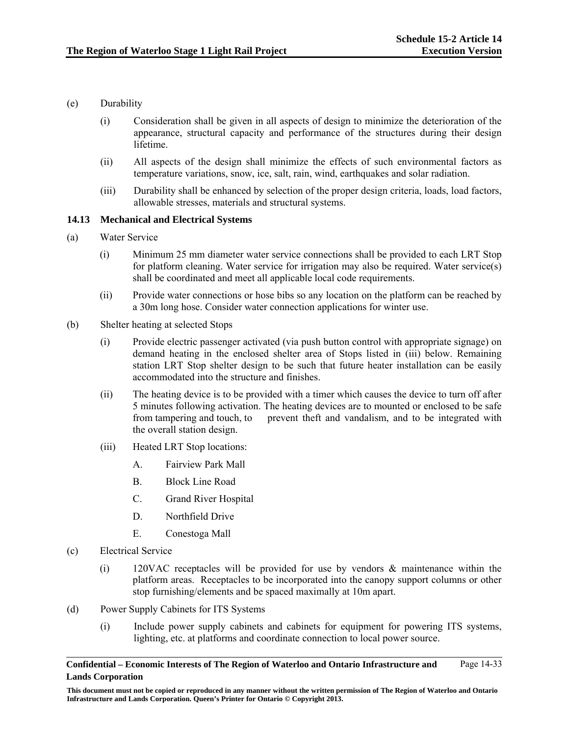(e) Durability

(i) Consideration shall be given in all aspects of design to minimize the deterioration of the appearance, structural capacity and performance of the structures during their design lifetime.

(ii) All aspects of the design shall minimize the effects of such environmental factors as temperature variations, snow, ice, salt, rain, wind, earthquakes and solar radiation.

(iii) Durability shall be enhanced by selection of the proper design criteria, loads, load factors, allowable stresses, materials and structural systems.

### 14.13 Mechanical and Electrical Systems

(a) Water Service

(i) Minimum 25 mm diameter water service connections shall be provided to each LRT Stop for platform cleaning. Water service for irrigation may also be required. Water service(s) shall be coordinated and meet all applicable local code requirements.

(ii) Provide water connections or hose bibs so any location on the platform can be reached by a 30m long hose. Consider water connection applications for winter use.

(b) Shelter heating at selected Stops

(i) Provide electric passenger activated (via push button control with appropriate signage) on demand heating in the enclosed shelter area of Stops listed in (iii) below. Remaining station LRT Stop shelter design to be such that future heater installation can be easily accommodated into the structure and finishes.

(ii) The heating device is to be provided with a timer which causes the device to turn off after 5 minutes following activation. The heating devices are to mounted or enclosed to be safe from tampering and touch, to prevent theft and vandalism, and to be integrated with the overall station design.

(iii) Heated LRT Stop locations:

A. Fairview Park Mall

B. Block Line Road

C. Grand River Hospital

D. Northfield Drive

E. Conestoga Mall

(c) Electrical Service

(i) 120VAC receptacles will be provided for use by vendors & maintenance within the platform areas. Receptacles to be incorporated into the canopy support columns or other stop furnishing/elements and be spaced maximally at 10m apart.

(d) Power Supply Cabinets for ITS Systems

(i) Include power supply cabinets and cabinets for equipment for powering ITS systems, lighting, etc. at platforms and coordinate connection to local power source.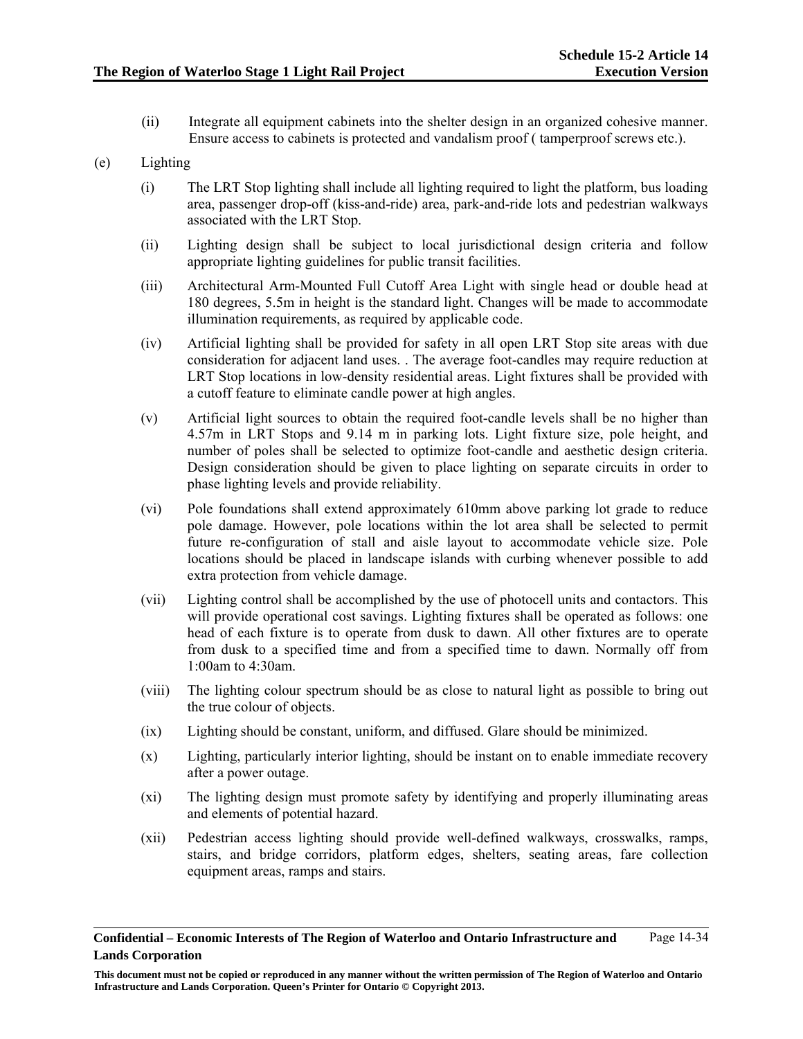(ii) Integrate all equipment cabinets into the shelter design in an organized cohesive manner. Ensure access to cabinets is protected and vandalism proof ( tamperproof screws etc.).

(e) Lighting

(i) The LRT Stop lighting shall include all lighting required to light the platform, bus loading area, passenger drop-off (kiss-and-ride) area, park-and-ride lots and pedestrian walkways associated with the LRT Stop.

(ii) Lighting design shall be subject to local jurisdictional design criteria and follow appropriate lighting guidelines for public transit facilities.

(iii) Architectural Arm-Mounted Full Cutoff Area Light with single head or double head at 180 degrees, 5.5m in height is the standard light. Changes will be made to accommodate illumination requirements, as required by applicable code.

(iv) Artificial lighting shall be provided for safety in all open LRT Stop site areas with due consideration for adjacent land uses. . The average foot-candles may require reduction at LRT Stop locations in low-density residential areas. Light fixtures shall be provided with a cutoff feature to eliminate candle power at high angles.

(v) Artificial light sources to obtain the required foot-candle levels shall be no higher than 4.57m in LRT Stops and 9.14 m in parking lots. Light fixture size, pole height, and number of poles shall be selected to optimize foot-candle and aesthetic design criteria. Design consideration should be given to place lighting on separate circuits in order to phase lighting levels and provide reliability.

(vi) Pole foundations shall extend approximately 610mm above parking lot grade to reduce pole damage. However, pole locations within the lot area shall be selected to permit future re-configuration of stall and aisle layout to accommodate vehicle size. Pole locations should be placed in landscape islands with curbing whenever possible to add extra protection from vehicle damage.

(vii) Lighting control shall be accomplished by the use of photocell units and contactors. This will provide operational cost savings. Lighting fixtures shall be operated as follows: one head of each fixture is to operate from dusk to dawn. All other fixtures are to operate from dusk to a specified time and from a specified time to dawn. Normally off from 1:00am to 4:30am.

(viii) The lighting colour spectrum should be as close to natural light as possible to bring out the true colour of objects.

(ix) Lighting should be constant, uniform, and diffused. Glare should be minimized.

(x) Lighting, particularly interior lighting, should be instant on to enable immediate recovery after a power outage.

(xi) The lighting design must promote safety by identifying and properly illuminating areas and elements of potential hazard.

(xii) Pedestrian access lighting should provide well-defined walkways, crosswalks, ramps, stairs, and bridge corridors, platform edges, shelters, seating areas, fare collection equipment areas, ramps and stairs.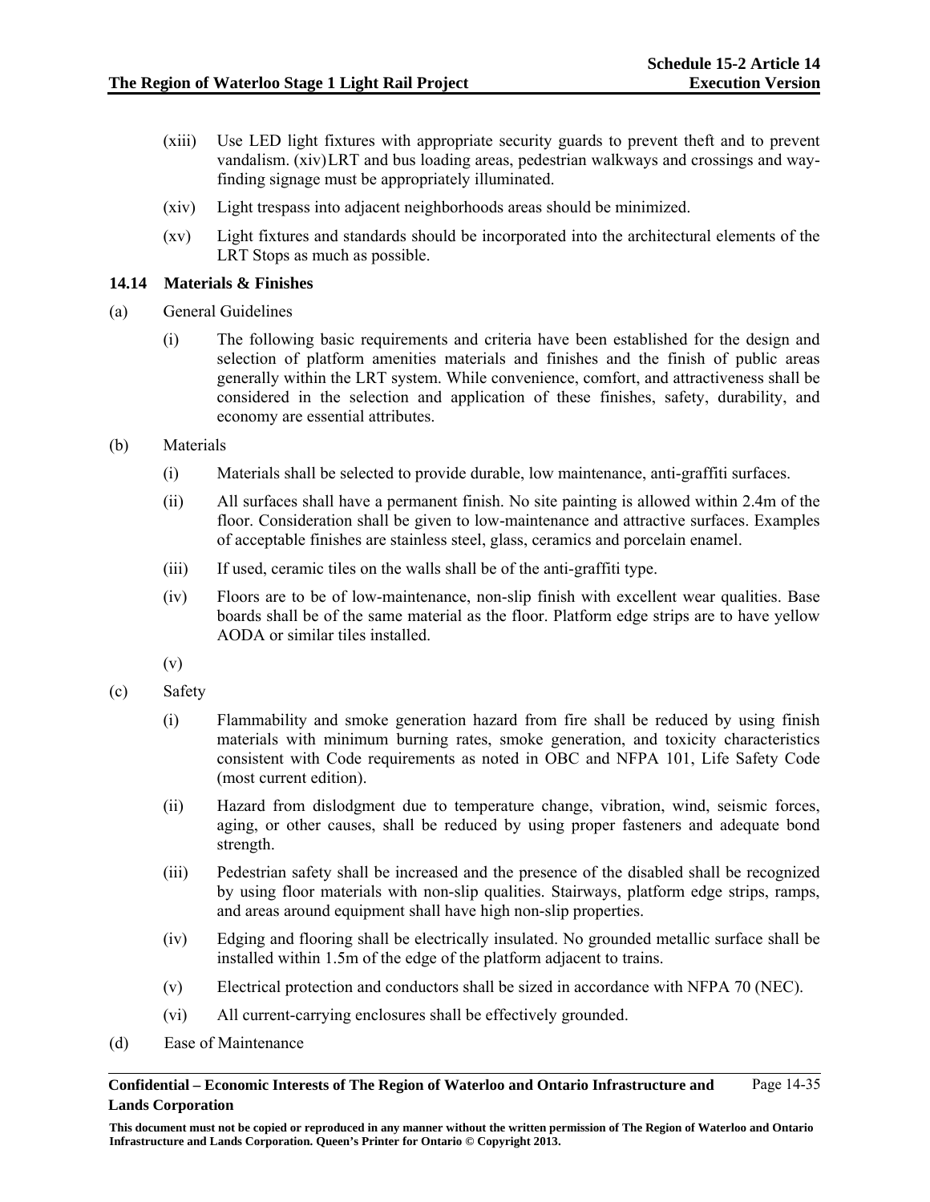(xiii) Use LED light fixtures with appropriate security guards to prevent theft and to prevent vandalism. (xiv)LRT and bus loading areas, pedestrian walkways and crossings and way-finding signage must be appropriately illuminated.

(xiv) Light trespass into adjacent neighborhoods areas should be minimized.

(xv) Light fixtures and standards should be incorporated into the architectural elements of the LRT Stops as much as possible.

### 14.14 Materials & Finishes

(a) General Guidelines

(i) The following basic requirements and criteria have been established for the design and selection of platform amenities materials and finishes and the finish of public areas generally within the LRT system. While convenience, comfort, and attractiveness shall be considered in the selection and application of these finishes, safety, durability, and economy are essential attributes.

(b) Materials

(i) Materials shall be selected to provide durable, low maintenance, anti-graffiti surfaces.

(ii) All surfaces shall have a permanent finish. No site painting is allowed within 2.4m of the floor. Consideration shall be given to low-maintenance and attractive surfaces. Examples of acceptable finishes are stainless steel, glass, ceramics and porcelain enamel.

(iii) If used, ceramic tiles on the walls shall be of the anti-graffiti type.

(iv) Floors are to be of low-maintenance, non-slip finish with excellent wear qualities. Base boards shall be of the same material as the floor. Platform edge strips are to have yellow AODA or similar tiles installed.

(v)

(c) Safety

(i) Flammability and smoke generation hazard from fire shall be reduced by using finish materials with minimum burning rates, smoke generation, and toxicity characteristics consistent with Code requirements as noted in OBC and NFPA 101, Life Safety Code (most current edition).

(ii) Hazard from dislodgment due to temperature change, vibration, wind, seismic forces, aging, or other causes, shall be reduced by using proper fasteners and adequate bond strength.

(iii) Pedestrian safety shall be increased and the presence of the disabled shall be recognized by using floor materials with non-slip qualities. Stairways, platform edge strips, ramps, and areas around equipment shall have high non-slip properties.

(iv) Edging and flooring shall be electrically insulated. No grounded metallic surface shall be installed within 1.5m of the edge of the platform adjacent to trains.

(v) Electrical protection and conductors shall be sized in accordance with NFPA 70 (NEC).

(vi) All current-carrying enclosures shall be effectively grounded.

(d) Ease of Maintenance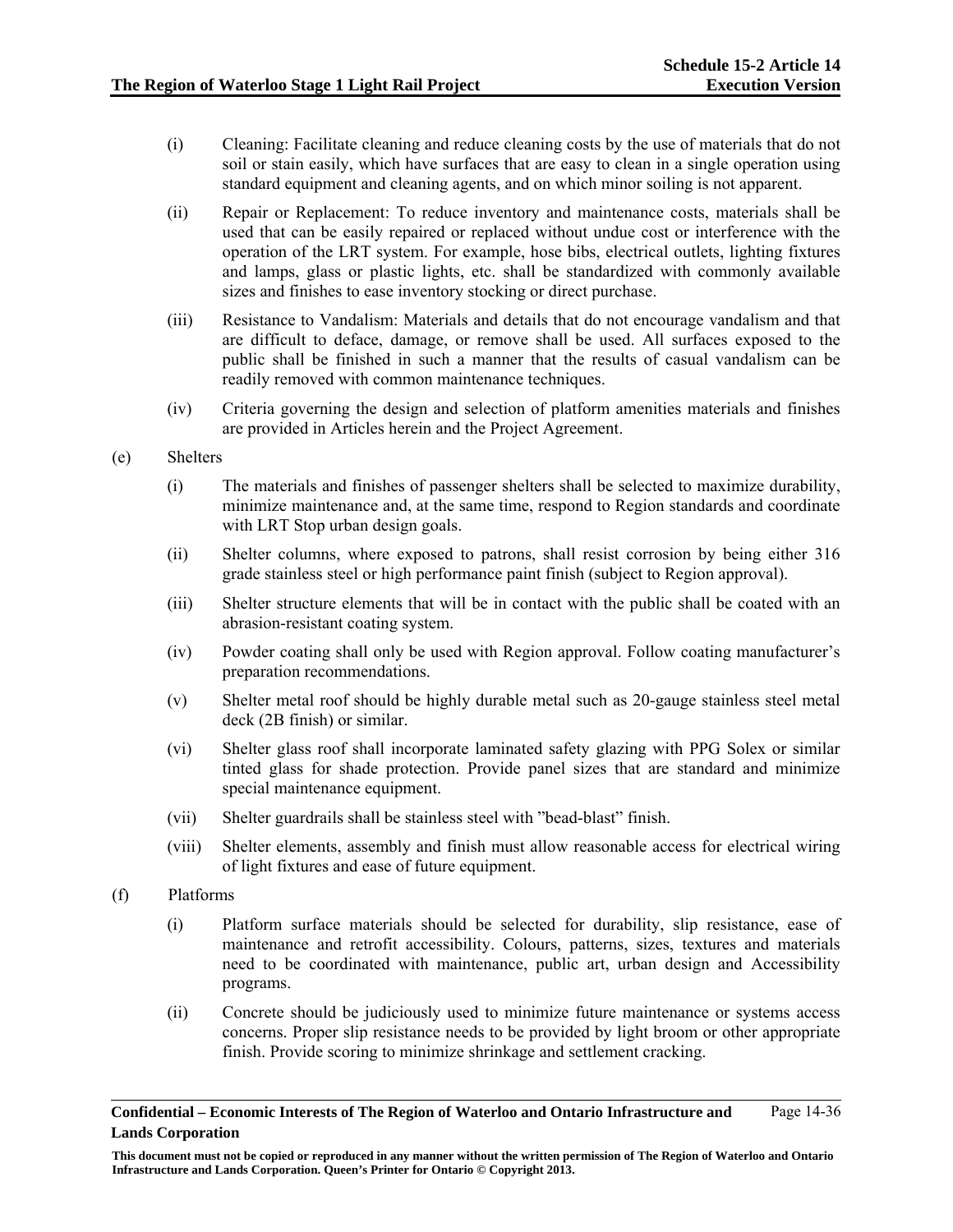(i) Cleaning: Facilitate cleaning and reduce cleaning costs by the use of materials that do not soil or stain easily, which have surfaces that are easy to clean in a single operation using standard equipment and cleaning agents, and on which minor soiling is not apparent.

(ii) Repair or Replacement: To reduce inventory and maintenance costs, materials shall be used that can be easily repaired or replaced without undue cost or interference with the operation of the LRT system. For example, hose bibs, electrical outlets, lighting fixtures and lamps, glass or plastic lights, etc. shall be standardized with commonly available sizes and finishes to ease inventory stocking or direct purchase.

(iii) Resistance to Vandalism: Materials and details that do not encourage vandalism and that are difficult to deface, damage, or remove shall be used. All surfaces exposed to the public shall be finished in such a manner that the results of casual vandalism can be readily removed with common maintenance techniques.

(iv) Criteria governing the design and selection of platform amenities materials and finishes are provided in Articles herein and the Project Agreement.

(e) Shelters

(i) The materials and finishes of passenger shelters shall be selected to maximize durability, minimize maintenance and, at the same time, respond to Region standards and coordinate with LRT Stop urban design goals.

(ii) Shelter columns, where exposed to patrons, shall resist corrosion by being either 316 grade stainless steel or high performance paint finish (subject to Region approval).

(iii) Shelter structure elements that will be in contact with the public shall be coated with an abrasion-resistant coating system.

(iv) Powder coating shall only be used with Region approval. Follow coating manufacturer's preparation recommendations.

(v) Shelter metal roof should be highly durable metal such as 20-gauge stainless steel metal deck (2B finish) or similar.

(vi) Shelter glass roof shall incorporate laminated safety glazing with PPG Solex or similar tinted glass for shade protection. Provide panel sizes that are standard and minimize special maintenance equipment.

(vii) Shelter guardrails shall be stainless steel with "bead-blast" finish.

(viii) Shelter elements, assembly and finish must allow reasonable access for electrical wiring of light fixtures and ease of future equipment.

(f) Platforms

(i) Platform surface materials should be selected for durability, slip resistance, ease of maintenance and retrofit accessibility. Colours, patterns, sizes, textures and materials need to be coordinated with maintenance, public art, urban design and Accessibility programs.

(ii) Concrete should be judiciously used to minimize future maintenance or systems access concerns. Proper slip resistance needs to be provided by light broom or other appropriate finish. Provide scoring to minimize shrinkage and settlement cracking.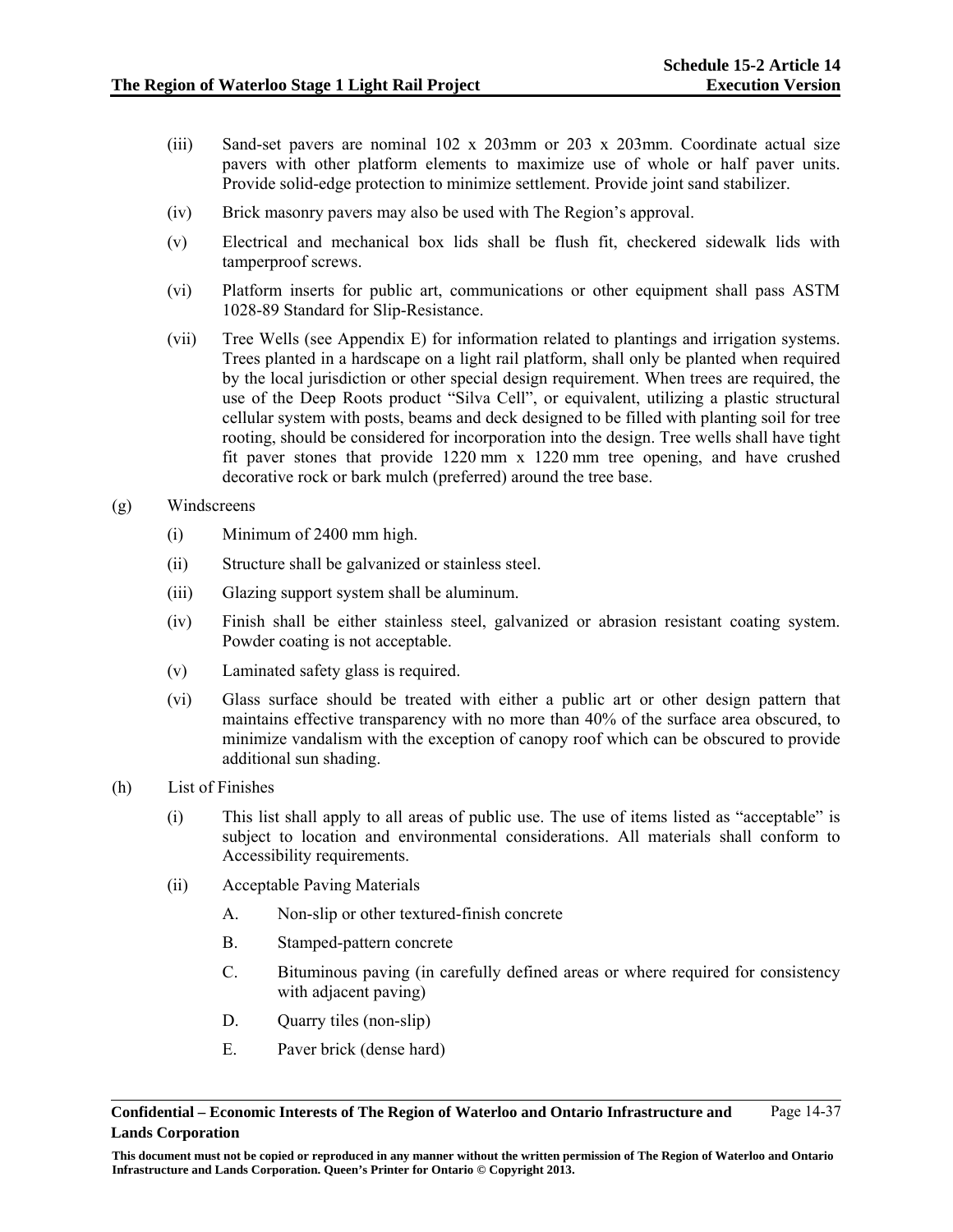(iii) Sand-set pavers are nominal 102 x 203mm or 203 x 203mm. Coordinate actual size pavers with other platform elements to maximize use of whole or half paver units. Provide solid-edge protection to minimize settlement. Provide joint sand stabilizer.

(iv) Brick masonry pavers may also be used with The Region's approval.

(v) Electrical and mechanical box lids shall be flush fit, checkered sidewalk lids with tamperproof screws.

(vi) Platform inserts for public art, communications or other equipment shall pass ASTM 1028-89 Standard for Slip-Resistance.

(vii) Tree Wells (see Appendix E) for information related to plantings and irrigation systems. Trees planted in a hardscape on a light rail platform, shall only be planted when required by the local jurisdiction or other special design requirement. When trees are required, the use of the Deep Roots product "Silva Cell", or equivalent, utilizing a plastic structural cellular system with posts, beams and deck designed to be filled with planting soil for tree rooting, should be considered for incorporation into the design. Tree wells shall have tight fit paver stones that provide 1220 mm x 1220 mm tree opening, and have crushed decorative rock or bark mulch (preferred) around the tree base.

(g) Windscreens

(i) Minimum of 2400 mm high.

(ii) Structure shall be galvanized or stainless steel.

(iii) Glazing support system shall be aluminum.

(iv) Finish shall be either stainless steel, galvanized or abrasion resistant coating system. Powder coating is not acceptable.

(v) Laminated safety glass is required.

(vi) Glass surface should be treated with either a public art or other design pattern that maintains effective transparency with no more than 40% of the surface area obscured, to minimize vandalism with the exception of canopy roof which can be obscured to provide additional sun shading.

(h) List of Finishes

(i) This list shall apply to all areas of public use. The use of items listed as "acceptable" is subject to location and environmental considerations. All materials shall conform to Accessibility requirements.

(ii) Acceptable Paving Materials

A. Non-slip or other textured-finish concrete

B. Stamped-pattern concrete

C. Bituminous paving (in carefully defined areas or where required for consistency with adjacent paving)

D. Quarry tiles (non-slip)

E. Paver brick (dense hard)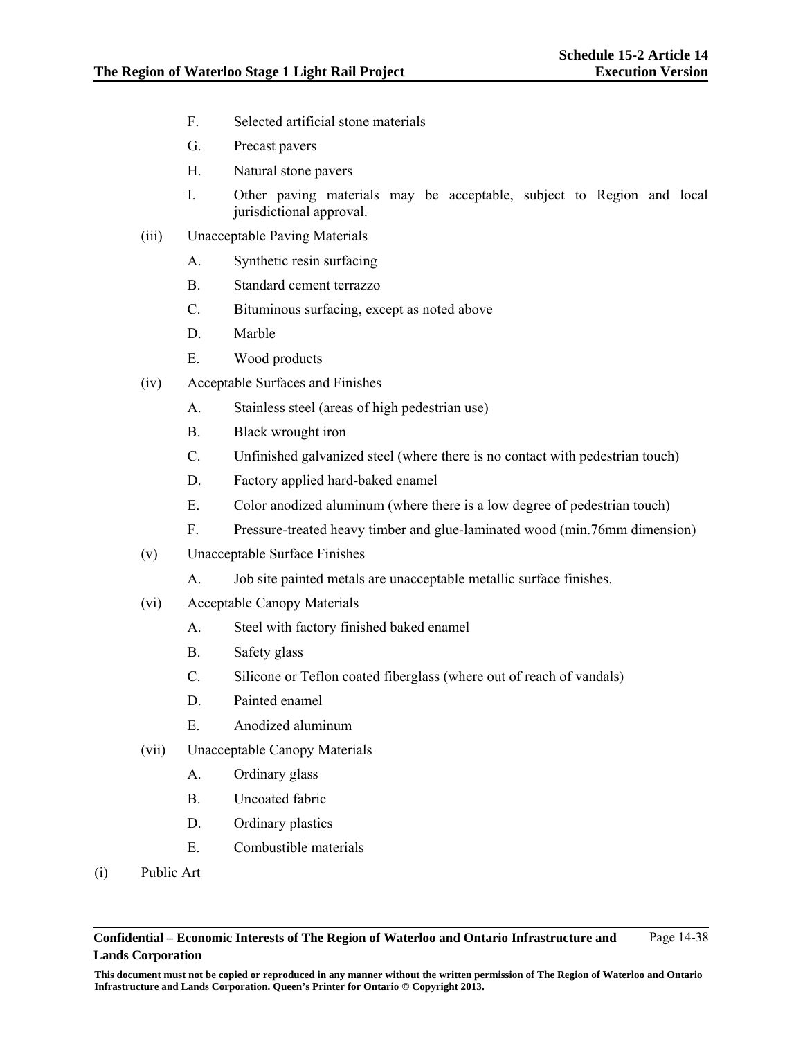F. Selected artificial stone materials

G. Precast pavers

H. Natural stone pavers

I. Other paving materials may be acceptable, subject to Region and local jurisdictional approval.

(iii) Unacceptable Paving Materials

A. Synthetic resin surfacing

B. Standard cement terrazzo

C. Bituminous surfacing, except as noted above

D. Marble

E. Wood products

(iv) Acceptable Surfaces and Finishes

A. Stainless steel (areas of high pedestrian use)

B. Black wrought iron

C. Unfinished galvanized steel (where there is no contact with pedestrian touch)

D. Factory applied hard-baked enamel

E. Color anodized aluminum (where there is a low degree of pedestrian touch)

F. Pressure-treated heavy timber and glue-laminated wood (min.76mm dimension)

(v) Unacceptable Surface Finishes

A. Job site painted metals are unacceptable metallic surface finishes.

(vi) Acceptable Canopy Materials

A. Steel with factory finished baked enamel

B. Safety glass

C. Silicone or Teflon coated fiberglass (where out of reach of vandals)

D. Painted enamel

E. Anodized aluminum

(vii) Unacceptable Canopy Materials

A. Ordinary glass

B. Uncoated fabric

D. Ordinary plastics

E. Combustible materials

(i) Public Art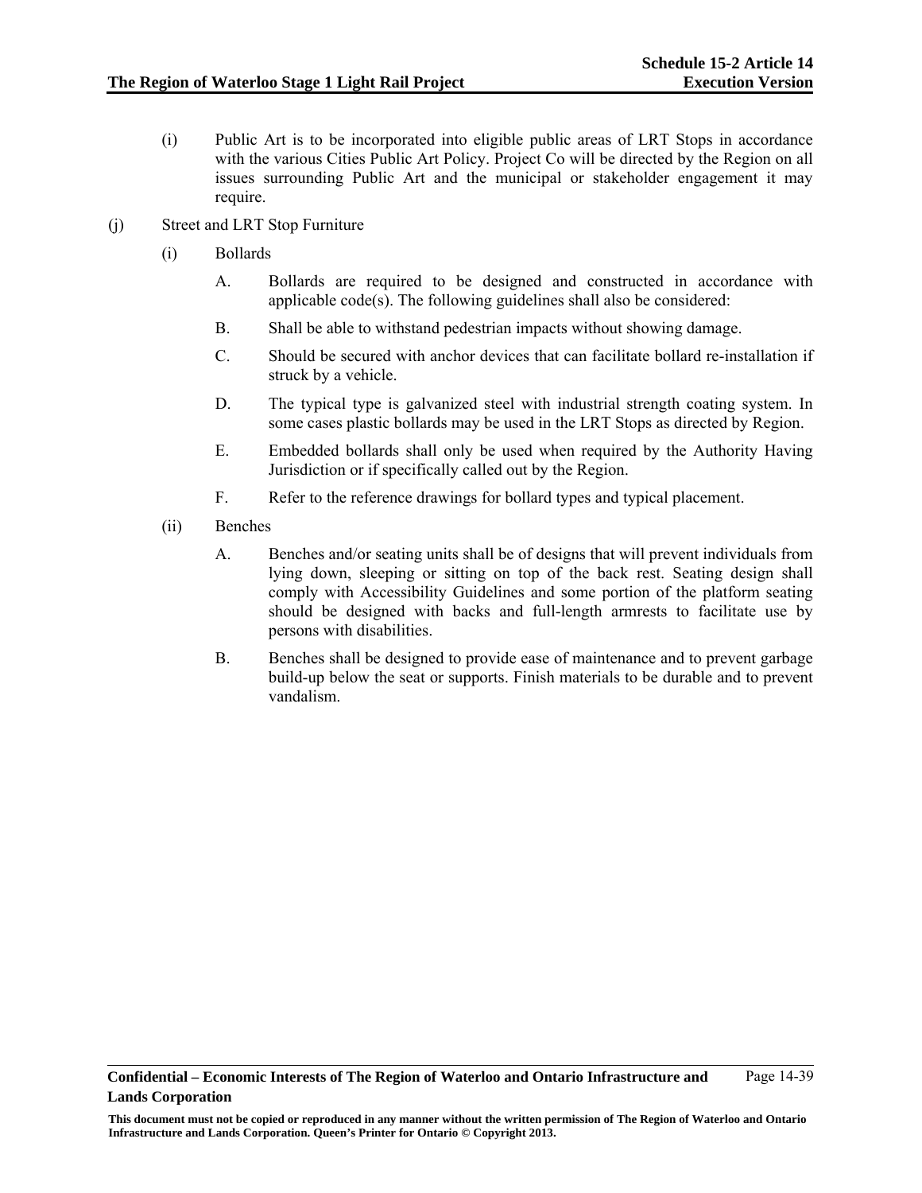(i) Public Art is to be incorporated into eligible public areas of LRT Stops in accordance with the various Cities Public Art Policy. Project Co will be directed by the Region on all issues surrounding Public Art and the municipal or stakeholder engagement it may require.

(j) Street and LRT Stop Furniture

(i) Bollards

A. Bollards are required to be designed and constructed in accordance with applicable code(s). The following guidelines shall also be considered:

B. Shall be able to withstand pedestrian impacts without showing damage.

C. Should be secured with anchor devices that can facilitate bollard re-installation if struck by a vehicle.

D. The typical type is galvanized steel with industrial strength coating system. In some cases plastic bollards may be used in the LRT Stops as directed by Region.

E. Embedded bollards shall only be used when required by the Authority Having Jurisdiction or if specifically called out by the Region.

F. Refer to the reference drawings for bollard types and typical placement.

(ii) Benches

A. Benches and/or seating units shall be of designs that will prevent individuals from lying down, sleeping or sitting on top of the back rest. Seating design shall comply with Accessibility Guidelines and some portion of the platform seating should be designed with backs and full-length armrests to facilitate use by persons with disabilities.

B. Benches shall be designed to provide ease of maintenance and to prevent garbage build-up below the seat or supports. Finish materials to be durable and to prevent vandalism.